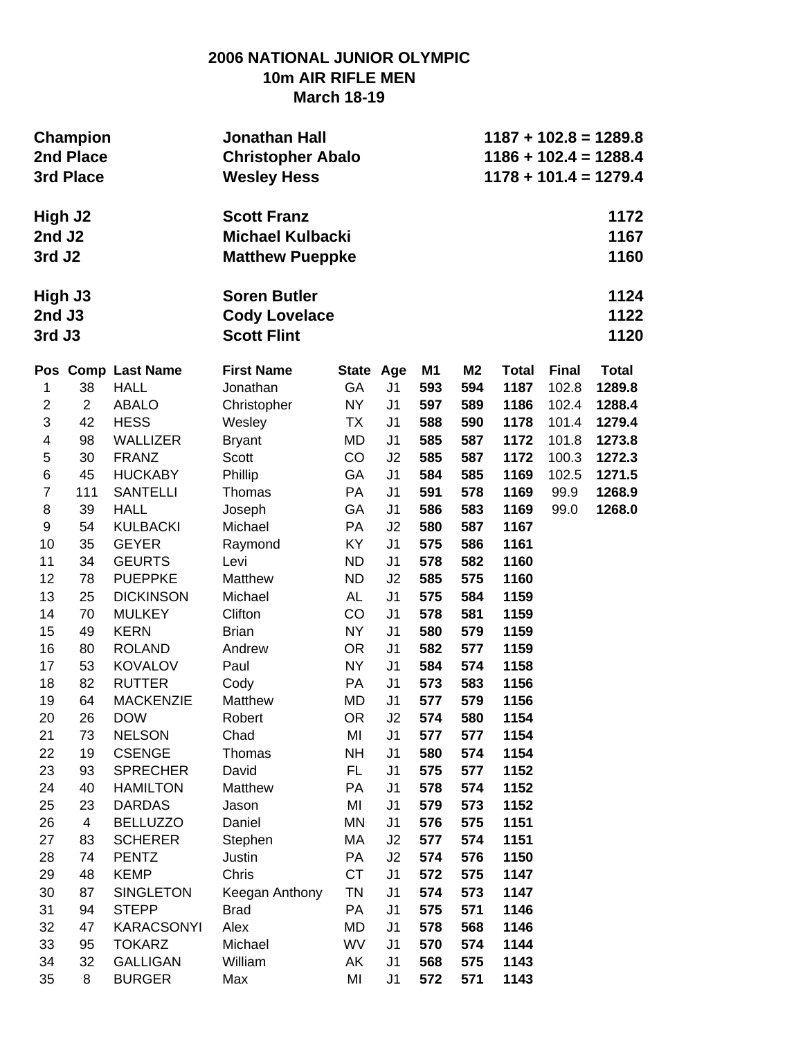# 2006 NATIONAL JUNIOR OLYMPIC
## 10m AIR RIFLE MEN
### March 18-19

| | | |
|---|---|---|
| **Champion** | **Jonathan Hall** | **1187 + 102.8 = 1289.8** |
| **2nd Place** | **Christopher Abalo** | **1186 + 102.4 = 1288.4** |
| **3rd Place** | **Wesley Hess** | **1178 + 101.4 = 1279.4** |
| **High J2** | **Scott Franz** | **1172** |
| **2nd J2** | **Michael Kulbacki** | **1167** |
| **3rd J2** | **Matthew Pueppke** | **1160** |
| **High J3** | **Soren Butler** | **1124** |
| **2nd J3** | **Cody Lovelace** | **1122** |
| **3rd J3** | **Scott Flint** | **1120** |

| Pos | Comp | Last Name | First Name | State | Age | M1 | M2 | Total | Final | Total |
|---|---|---|---|---|---|---|---|---|---|---|
| 1 | 38 | HALL | Jonathan | GA | J1 | **593** | **594** | **1187** | 102.8 | **1289.8** |
| 2 | 2 | ABALO | Christopher | NY | J1 | **597** | **589** | **1186** | 102.4 | **1288.4** |
| 3 | 42 | HESS | Wesley | TX | J1 | **588** | **590** | **1178** | 101.4 | **1279.4** |
| 4 | 98 | WALLIZER | Bryant | MD | J1 | **585** | **587** | **1172** | 101.8 | **1273.8** |
| 5 | 30 | FRANZ | Scott | CO | J2 | **585** | **587** | **1172** | 100.3 | **1272.3** |
| 6 | 45 | HUCKABY | Phillip | GA | J1 | **584** | **585** | **1169** | 102.5 | **1271.5** |
| 7 | 111 | SANTELLI | Thomas | PA | J1 | **591** | **578** | **1169** | 99.9 | **1268.9** |
| 8 | 39 | HALL | Joseph | GA | J1 | **586** | **583** | **1169** | 99.0 | **1268.0** |
| 9 | 54 | KULBACKI | Michael | PA | J2 | **580** | **587** | **1167** | | |
| 10 | 35 | GEYER | Raymond | KY | J1 | **575** | **586** | **1161** | | |
| 11 | 34 | GEURTS | Levi | ND | J1 | **578** | **582** | **1160** | | |
| 12 | 78 | PUEPPKE | Matthew | ND | J2 | **585** | **575** | **1160** | | |
| 13 | 25 | DICKINSON | Michael | AL | J1 | **575** | **584** | **1159** | | |
| 14 | 70 | MULKEY | Clifton | CO | J1 | **578** | **581** | **1159** | | |
| 15 | 49 | KERN | Brian | NY | J1 | **580** | **579** | **1159** | | |
| 16 | 80 | ROLAND | Andrew | OR | J1 | **582** | **577** | **1159** | | |
| 17 | 53 | KOVALOV | Paul | NY | J1 | **584** | **574** | **1158** | | |
| 18 | 82 | RUTTER | Cody | PA | J1 | **573** | **583** | **1156** | | |
| 19 | 64 | MACKENZIE | Matthew | MD | J1 | **577** | **579** | **1156** | | |
| 20 | 26 | DOW | Robert | OR | J2 | **574** | **580** | **1154** | | |
| 21 | 73 | NELSON | Chad | MI | J1 | **577** | **577** | **1154** | | |
| 22 | 19 | CSENGE | Thomas | NH | J1 | **580** | **574** | **1154** | | |
| 23 | 93 | SPRECHER | David | FL | J1 | **575** | **577** | **1152** | | |
| 24 | 40 | HAMILTON | Matthew | PA | J1 | **578** | **574** | **1152** | | |
| 25 | 23 | DARDAS | Jason | MI | J1 | **579** | **573** | **1152** | | |
| 26 | 4 | BELLUZZO | Daniel | MN | J1 | **576** | **575** | **1151** | | |
| 27 | 83 | SCHERER | Stephen | MA | J2 | **577** | **574** | **1151** | | |
| 28 | 74 | PENTZ | Justin | PA | J2 | **574** | **576** | **1150** | | |
| 29 | 48 | KEMP | Chris | CT | J1 | **572** | **575** | **1147** | | |
| 30 | 87 | SINGLETON | Keegan Anthony | TN | J1 | **574** | **573** | **1147** | | |
| 31 | 94 | STEPP | Brad | PA | J1 | **575** | **571** | **1146** | | |
| 32 | 47 | KARACSONYI | Alex | MD | J1 | **578** | **568** | **1146** | | |
| 33 | 95 | TOKARZ | Michael | WV | J1 | **570** | **574** | **1144** | | |
| 34 | 32 | GALLIGAN | William | AK | J1 | **568** | **575** | **1143** | | |
| 35 | 8 | BURGER | Max | MI | J1 | **572** | **571** | **1143** | | |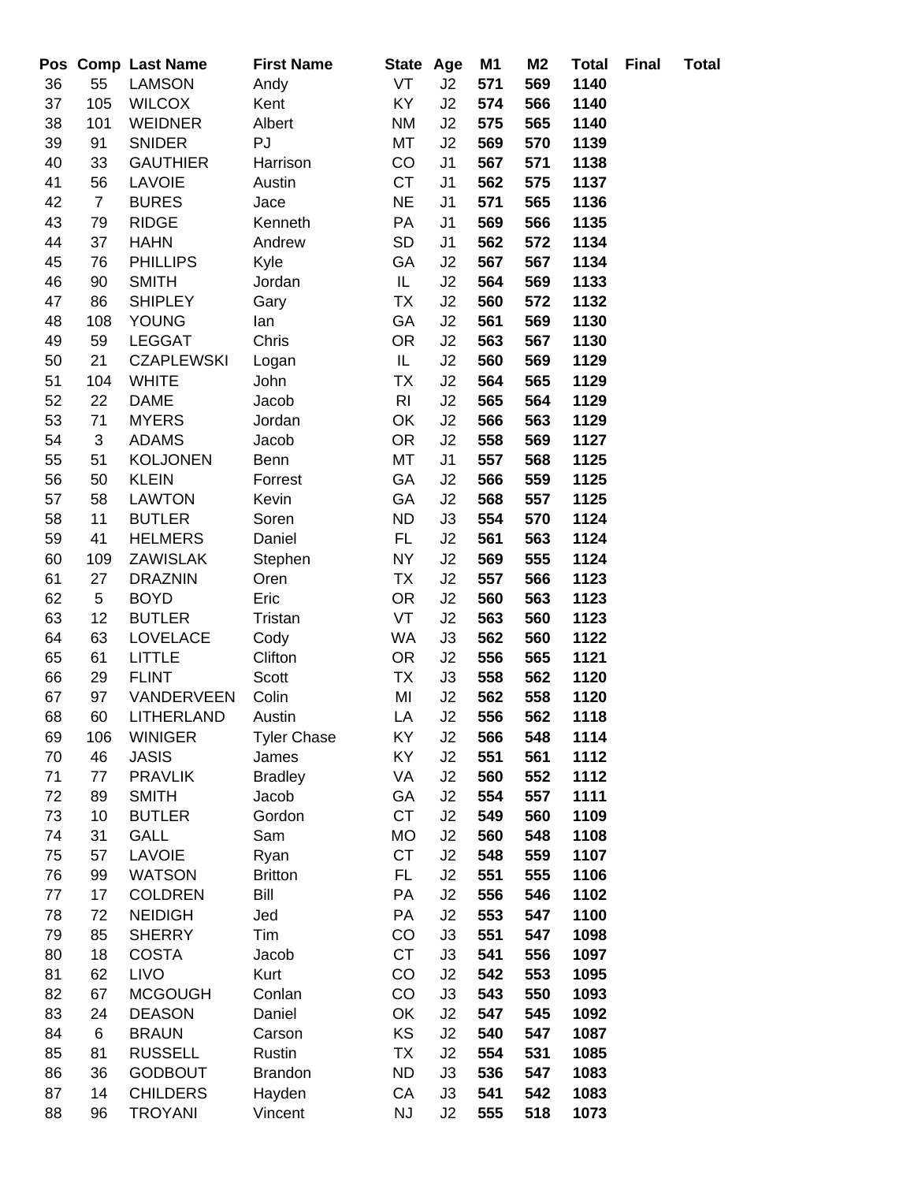| Pos | Comp | Last Name | First Name | State | Age | M1 | M2 | Total | Final | Total |
|---|---|---|---|---|---|---|---|---|---|---|
| 36 | 55 | LAMSON | Andy | VT | J2 | **571** | **569** | **1140** | | |
| 37 | 105 | WILCOX | Kent | KY | J2 | **574** | **566** | **1140** | | |
| 38 | 101 | WEIDNER | Albert | NM | J2 | **575** | **565** | **1140** | | |
| 39 | 91 | SNIDER | PJ | MT | J2 | **569** | **570** | **1139** | | |
| 40 | 33 | GAUTHIER | Harrison | CO | J1 | **567** | **571** | **1138** | | |
| 41 | 56 | LAVOIE | Austin | CT | J1 | **562** | **575** | **1137** | | |
| 42 | 7 | BURES | Jace | NE | J1 | **571** | **565** | **1136** | | |
| 43 | 79 | RIDGE | Kenneth | PA | J1 | **569** | **566** | **1135** | | |
| 44 | 37 | HAHN | Andrew | SD | J1 | **562** | **572** | **1134** | | |
| 45 | 76 | PHILLIPS | Kyle | GA | J2 | **567** | **567** | **1134** | | |
| 46 | 90 | SMITH | Jordan | IL | J2 | **564** | **569** | **1133** | | |
| 47 | 86 | SHIPLEY | Gary | TX | J2 | **560** | **572** | **1132** | | |
| 48 | 108 | YOUNG | Ian | GA | J2 | **561** | **569** | **1130** | | |
| 49 | 59 | LEGGAT | Chris | OR | J2 | **563** | **567** | **1130** | | |
| 50 | 21 | CZAPLEWSKI | Logan | IL | J2 | **560** | **569** | **1129** | | |
| 51 | 104 | WHITE | John | TX | J2 | **564** | **565** | **1129** | | |
| 52 | 22 | DAME | Jacob | RI | J2 | **565** | **564** | **1129** | | |
| 53 | 71 | MYERS | Jordan | OK | J2 | **566** | **563** | **1129** | | |
| 54 | 3 | ADAMS | Jacob | OR | J2 | **558** | **569** | **1127** | | |
| 55 | 51 | KOLJONEN | Benn | MT | J1 | **557** | **568** | **1125** | | |
| 56 | 50 | KLEIN | Forrest | GA | J2 | **566** | **559** | **1125** | | |
| 57 | 58 | LAWTON | Kevin | GA | J2 | **568** | **557** | **1125** | | |
| 58 | 11 | BUTLER | Soren | ND | J3 | **554** | **570** | **1124** | | |
| 59 | 41 | HELMERS | Daniel | FL | J2 | **561** | **563** | **1124** | | |
| 60 | 109 | ZAWISLAK | Stephen | NY | J2 | **569** | **555** | **1124** | | |
| 61 | 27 | DRAZNIN | Oren | TX | J2 | **557** | **566** | **1123** | | |
| 62 | 5 | BOYD | Eric | OR | J2 | **560** | **563** | **1123** | | |
| 63 | 12 | BUTLER | Tristan | VT | J2 | **563** | **560** | **1123** | | |
| 64 | 63 | LOVELACE | Cody | WA | J3 | **562** | **560** | **1122** | | |
| 65 | 61 | LITTLE | Clifton | OR | J2 | **556** | **565** | **1121** | | |
| 66 | 29 | FLINT | Scott | TX | J3 | **558** | **562** | **1120** | | |
| 67 | 97 | VANDERVEEN | Colin | MI | J2 | **562** | **558** | **1120** | | |
| 68 | 60 | LITHERLAND | Austin | LA | J2 | **556** | **562** | **1118** | | |
| 69 | 106 | WINIGER | Tyler Chase | KY | J2 | **566** | **548** | **1114** | | |
| 70 | 46 | JASIS | James | KY | J2 | **551** | **561** | **1112** | | |
| 71 | 77 | PRAVLIK | Bradley | VA | J2 | **560** | **552** | **1112** | | |
| 72 | 89 | SMITH | Jacob | GA | J2 | **554** | **557** | **1111** | | |
| 73 | 10 | BUTLER | Gordon | CT | J2 | **549** | **560** | **1109** | | |
| 74 | 31 | GALL | Sam | MO | J2 | **560** | **548** | **1108** | | |
| 75 | 57 | LAVOIE | Ryan | CT | J2 | **548** | **559** | **1107** | | |
| 76 | 99 | WATSON | Britton | FL | J2 | **551** | **555** | **1106** | | |
| 77 | 17 | COLDREN | Bill | PA | J2 | **556** | **546** | **1102** | | |
| 78 | 72 | NEIDIGH | Jed | PA | J2 | **553** | **547** | **1100** | | |
| 79 | 85 | SHERRY | Tim | CO | J3 | **551** | **547** | **1098** | | |
| 80 | 18 | COSTA | Jacob | CT | J3 | **541** | **556** | **1097** | | |
| 81 | 62 | LIVO | Kurt | CO | J2 | **542** | **553** | **1095** | | |
| 82 | 67 | MCGOUGH | Conlan | CO | J3 | **543** | **550** | **1093** | | |
| 83 | 24 | DEASON | Daniel | OK | J2 | **547** | **545** | **1092** | | |
| 84 | 6 | BRAUN | Carson | KS | J2 | **540** | **547** | **1087** | | |
| 85 | 81 | RUSSELL | Rustin | TX | J2 | **554** | **531** | **1085** | | |
| 86 | 36 | GODBOUT | Brandon | ND | J3 | **536** | **547** | **1083** | | |
| 87 | 14 | CHILDERS | Hayden | CA | J3 | **541** | **542** | **1083** | | |
| 88 | 96 | TROYANI | Vincent | NJ | J2 | **555** | **518** | **1073** | | |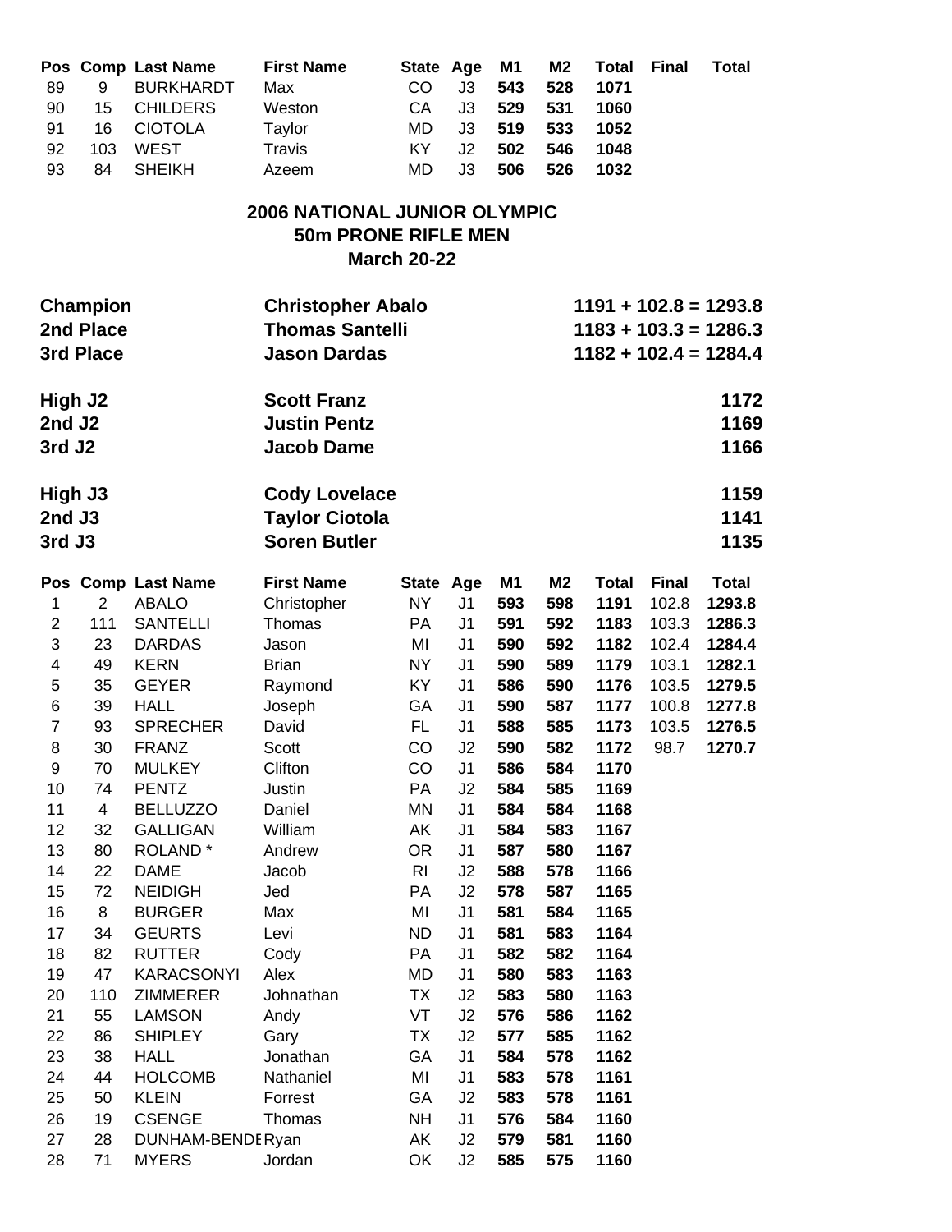| Pos | Comp | Last Name | First Name | State | Age | M1 | M2 | Total | Final | Total |
|---|---|---|---|---|---|---|---|---|---|---|
| 89 | 9 | BURKHARDT | Max | CO | J3 | **543** | **528** | **1071** | | |
| 90 | 15 | CHILDERS | Weston | CA | J3 | **529** | **531** | **1060** | | |
| 91 | 16 | CIOTOLA | Taylor | MD | J3 | **519** | **533** | **1052** | | |
| 92 | 103 | WEST | Travis | KY | J2 | **502** | **546** | **1048** | | |
| 93 | 84 | SHEIKH | Azeem | MD | J3 | **506** | **526** | **1032** | | |

## 2006 NATIONAL JUNIOR OLYMPIC
## 50m PRONE RIFLE MEN
### March 20-22

| | | |
|---|---|---|
| **Champion** | **Christopher Abalo** | **1191 + 102.8 = 1293.8** |
| **2nd Place** | **Thomas Santelli** | **1183 + 103.3 = 1286.3** |
| **3rd Place** | **Jason Dardas** | **1182 + 102.4 = 1284.4** |
| | | |
| **High J2** | **Scott Franz** | **1172** |
| **2nd J2** | **Justin Pentz** | **1169** |
| **3rd J2** | **Jacob Dame** | **1166** |
| | | |
| **High J3** | **Cody Lovelace** | **1159** |
| **2nd J3** | **Taylor Ciotola** | **1141** |
| **3rd J3** | **Soren Butler** | **1135** |

| Pos | Comp | Last Name | First Name | State | Age | M1 | M2 | Total | Final | Total |
|---|---|---|---|---|---|---|---|---|---|---|
| 1 | 2 | ABALO | Christopher | NY | J1 | **593** | **598** | **1191** | 102.8 | **1293.8** |
| 2 | 111 | SANTELLI | Thomas | PA | J1 | **591** | **592** | **1183** | 103.3 | **1286.3** |
| 3 | 23 | DARDAS | Jason | MI | J1 | **590** | **592** | **1182** | 102.4 | **1284.4** |
| 4 | 49 | KERN | Brian | NY | J1 | **590** | **589** | **1179** | 103.1 | **1282.1** |
| 5 | 35 | GEYER | Raymond | KY | J1 | **586** | **590** | **1176** | 103.5 | **1279.5** |
| 6 | 39 | HALL | Joseph | GA | J1 | **590** | **587** | **1177** | 100.8 | **1277.8** |
| 7 | 93 | SPRECHER | David | FL | J1 | **588** | **585** | **1173** | 103.5 | **1276.5** |
| 8 | 30 | FRANZ | Scott | CO | J2 | **590** | **582** | **1172** | 98.7 | **1270.7** |
| 9 | 70 | MULKEY | Clifton | CO | J1 | **586** | **584** | **1170** | | |
| 10 | 74 | PENTZ | Justin | PA | J2 | **584** | **585** | **1169** | | |
| 11 | 4 | BELLUZZO | Daniel | MN | J1 | **584** | **584** | **1168** | | |
| 12 | 32 | GALLIGAN | William | AK | J1 | **584** | **583** | **1167** | | |
| 13 | 80 | ROLAND * | Andrew | OR | J1 | **587** | **580** | **1167** | | |
| 14 | 22 | DAME | Jacob | RI | J2 | **588** | **578** | **1166** | | |
| 15 | 72 | NEIDIGH | Jed | PA | J2 | **578** | **587** | **1165** | | |
| 16 | 8 | BURGER | Max | MI | J1 | **581** | **584** | **1165** | | |
| 17 | 34 | GEURTS | Levi | ND | J1 | **581** | **583** | **1164** | | |
| 18 | 82 | RUTTER | Cody | PA | J1 | **582** | **582** | **1164** | | |
| 19 | 47 | KARACSONYI | Alex | MD | J1 | **580** | **583** | **1163** | | |
| 20 | 110 | ZIMMERER | Johnathan | TX | J2 | **583** | **580** | **1163** | | |
| 21 | 55 | LAMSON | Andy | VT | J2 | **576** | **586** | **1162** | | |
| 22 | 86 | SHIPLEY | Gary | TX | J2 | **577** | **585** | **1162** | | |
| 23 | 38 | HALL | Jonathan | GA | J1 | **584** | **578** | **1162** | | |
| 24 | 44 | HOLCOMB | Nathaniel | MI | J1 | **583** | **578** | **1161** | | |
| 25 | 50 | KLEIN | Forrest | GA | J2 | **583** | **578** | **1161** | | |
| 26 | 19 | CSENGE | Thomas | NH | J1 | **576** | **584** | **1160** | | |
| 27 | 28 | DUNHAM-BENDE | Ryan | AK | J2 | **579** | **581** | **1160** | | |
| 28 | 71 | MYERS | Jordan | OK | J2 | **585** | **575** | **1160** | | |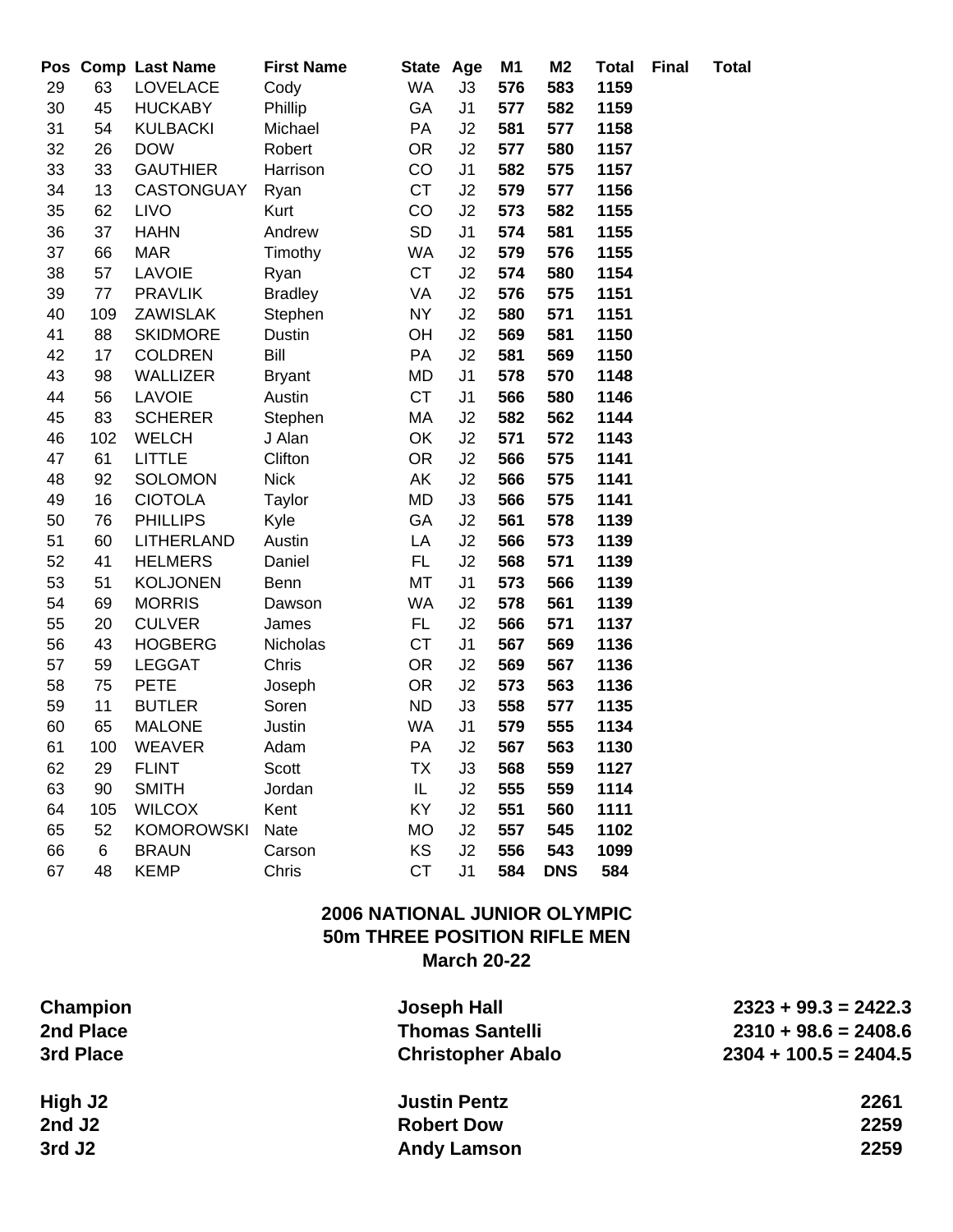| Pos | Comp | Last Name | First Name | State | Age | M1 | M2 | Total | Final | Total |
|---|---|---|---|---|---|---|---|---|---|---|
| 29 | 63 | LOVELACE | Cody | WA | J3 | **576** | **583** | **1159** | | |
| 30 | 45 | HUCKABY | Phillip | GA | J1 | **577** | **582** | **1159** | | |
| 31 | 54 | KULBACKI | Michael | PA | J2 | **581** | **577** | **1158** | | |
| 32 | 26 | DOW | Robert | OR | J2 | **577** | **580** | **1157** | | |
| 33 | 33 | GAUTHIER | Harrison | CO | J1 | **582** | **575** | **1157** | | |
| 34 | 13 | CASTONGUAY | Ryan | CT | J2 | **579** | **577** | **1156** | | |
| 35 | 62 | LIVO | Kurt | CO | J2 | **573** | **582** | **1155** | | |
| 36 | 37 | HAHN | Andrew | SD | J1 | **574** | **581** | **1155** | | |
| 37 | 66 | MAR | Timothy | WA | J2 | **579** | **576** | **1155** | | |
| 38 | 57 | LAVOIE | Ryan | CT | J2 | **574** | **580** | **1154** | | |
| 39 | 77 | PRAVLIK | Bradley | VA | J2 | **576** | **575** | **1151** | | |
| 40 | 109 | ZAWISLAK | Stephen | NY | J2 | **580** | **571** | **1151** | | |
| 41 | 88 | SKIDMORE | Dustin | OH | J2 | **569** | **581** | **1150** | | |
| 42 | 17 | COLDREN | Bill | PA | J2 | **581** | **569** | **1150** | | |
| 43 | 98 | WALLIZER | Bryant | MD | J1 | **578** | **570** | **1148** | | |
| 44 | 56 | LAVOIE | Austin | CT | J1 | **566** | **580** | **1146** | | |
| 45 | 83 | SCHERER | Stephen | MA | J2 | **582** | **562** | **1144** | | |
| 46 | 102 | WELCH | J Alan | OK | J2 | **571** | **572** | **1143** | | |
| 47 | 61 | LITTLE | Clifton | OR | J2 | **566** | **575** | **1141** | | |
| 48 | 92 | SOLOMON | Nick | AK | J2 | **566** | **575** | **1141** | | |
| 49 | 16 | CIOTOLA | Taylor | MD | J3 | **566** | **575** | **1141** | | |
| 50 | 76 | PHILLIPS | Kyle | GA | J2 | **561** | **578** | **1139** | | |
| 51 | 60 | LITHERLAND | Austin | LA | J2 | **566** | **573** | **1139** | | |
| 52 | 41 | HELMERS | Daniel | FL | J2 | **568** | **571** | **1139** | | |
| 53 | 51 | KOLJONEN | Benn | MT | J1 | **573** | **566** | **1139** | | |
| 54 | 69 | MORRIS | Dawson | WA | J2 | **578** | **561** | **1139** | | |
| 55 | 20 | CULVER | James | FL | J2 | **566** | **571** | **1137** | | |
| 56 | 43 | HOGBERG | Nicholas | CT | J1 | **567** | **569** | **1136** | | |
| 57 | 59 | LEGGAT | Chris | OR | J2 | **569** | **567** | **1136** | | |
| 58 | 75 | PETE | Joseph | OR | J2 | **573** | **563** | **1136** | | |
| 59 | 11 | BUTLER | Soren | ND | J3 | **558** | **577** | **1135** | | |
| 60 | 65 | MALONE | Justin | WA | J1 | **579** | **555** | **1134** | | |
| 61 | 100 | WEAVER | Adam | PA | J2 | **567** | **563** | **1130** | | |
| 62 | 29 | FLINT | Scott | TX | J3 | **568** | **559** | **1127** | | |
| 63 | 90 | SMITH | Jordan | IL | J2 | **555** | **559** | **1114** | | |
| 64 | 105 | WILCOX | Kent | KY | J2 | **551** | **560** | **1111** | | |
| 65 | 52 | KOMOROWSKI | Nate | MO | J2 | **557** | **545** | **1102** | | |
| 66 | 6 | BRAUN | Carson | KS | J2 | **556** | **543** | **1099** | | |
| 67 | 48 | KEMP | Chris | CT | J1 | **584** | **DNS** | **584** | | |

**2006 NATIONAL JUNIOR OLYMPIC**
**50m THREE POSITION RIFLE MEN**
**March 20-22**

| | | |
|---|---|---|
| **Champion** | **Joseph Hall** | **2323 + 99.3 = 2422.3** |
| **2nd Place** | **Thomas Santelli** | **2310 + 98.6 = 2408.6** |
| **3rd Place** | **Christopher Abalo** | **2304 + 100.5 = 2404.5** |
| **High J2** | **Justin Pentz** | **2261** |
| **2nd J2** | **Robert Dow** | **2259** |
| **3rd J2** | **Andy Lamson** | **2259** |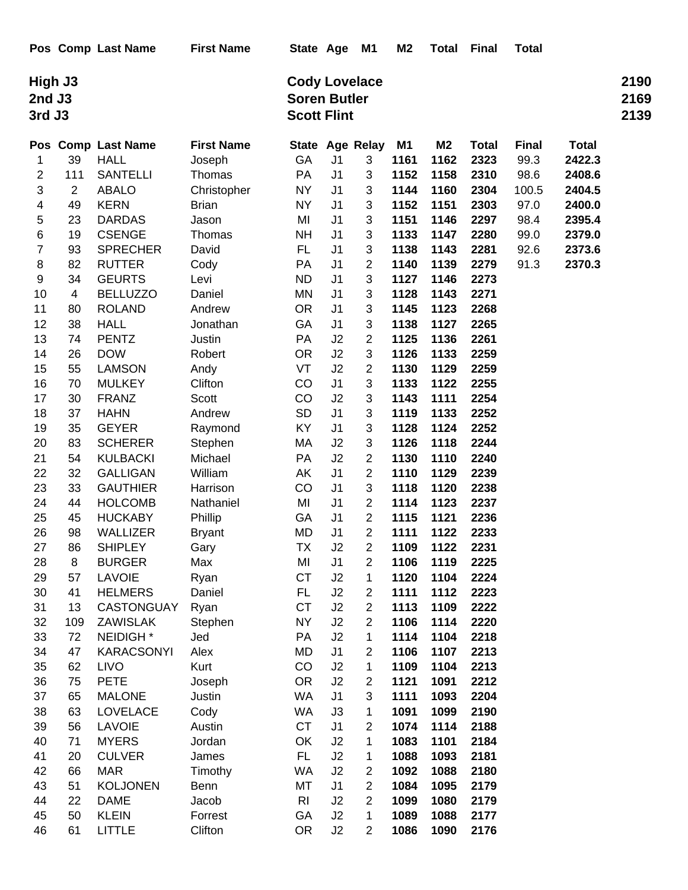| Pos | Comp | Last Name | First Name | State | Age | M1 | M2 | Total | Final | Total |
|---|---|---|---|---|---|---|---|---|---|---|

| | | |
|---|---|---|
| **High J3** | **Cody Lovelace** | **2190** |
| **2nd J3** | **Soren Butler** | **2169** |
| **3rd J3** | **Scott Flint** | **2139** |

| Pos | Comp | Last Name | First Name | State | Age | Relay | M1 | M2 | Total | Final | Total |
|---|---|---|---|---|---|---|---|---|---|---|---|
| 1 | 39 | HALL | Joseph | GA | J1 | 3 | **1161** | **1162** | **2323** | 99.3 | **2422.3** |
| 2 | 111 | SANTELLI | Thomas | PA | J1 | 3 | **1152** | **1158** | **2310** | 98.6 | **2408.6** |
| 3 | 2 | ABALO | Christopher | NY | J1 | 3 | **1144** | **1160** | **2304** | 100.5 | **2404.5** |
| 4 | 49 | KERN | Brian | NY | J1 | 3 | **1152** | **1151** | **2303** | 97.0 | **2400.0** |
| 5 | 23 | DARDAS | Jason | MI | J1 | 3 | **1151** | **1146** | **2297** | 98.4 | **2395.4** |
| 6 | 19 | CSENGE | Thomas | NH | J1 | 3 | **1133** | **1147** | **2280** | 99.0 | **2379.0** |
| 7 | 93 | SPRECHER | David | FL | J1 | 3 | **1138** | **1143** | **2281** | 92.6 | **2373.6** |
| 8 | 82 | RUTTER | Cody | PA | J1 | 2 | **1140** | **1139** | **2279** | 91.3 | **2370.3** |
| 9 | 34 | GEURTS | Levi | ND | J1 | 3 | **1127** | **1146** | **2273** | | |
| 10 | 4 | BELLUZZO | Daniel | MN | J1 | 3 | **1128** | **1143** | **2271** | | |
| 11 | 80 | ROLAND | Andrew | OR | J1 | 3 | **1145** | **1123** | **2268** | | |
| 12 | 38 | HALL | Jonathan | GA | J1 | 3 | **1138** | **1127** | **2265** | | |
| 13 | 74 | PENTZ | Justin | PA | J2 | 2 | **1125** | **1136** | **2261** | | |
| 14 | 26 | DOW | Robert | OR | J2 | 3 | **1126** | **1133** | **2259** | | |
| 15 | 55 | LAMSON | Andy | VT | J2 | 2 | **1130** | **1129** | **2259** | | |
| 16 | 70 | MULKEY | Clifton | CO | J1 | 3 | **1133** | **1122** | **2255** | | |
| 17 | 30 | FRANZ | Scott | CO | J2 | 3 | **1143** | **1111** | **2254** | | |
| 18 | 37 | HAHN | Andrew | SD | J1 | 3 | **1119** | **1133** | **2252** | | |
| 19 | 35 | GEYER | Raymond | KY | J1 | 3 | **1128** | **1124** | **2252** | | |
| 20 | 83 | SCHERER | Stephen | MA | J2 | 3 | **1126** | **1118** | **2244** | | |
| 21 | 54 | KULBACKI | Michael | PA | J2 | 2 | **1130** | **1110** | **2240** | | |
| 22 | 32 | GALLIGAN | William | AK | J1 | 2 | **1110** | **1129** | **2239** | | |
| 23 | 33 | GAUTHIER | Harrison | CO | J1 | 3 | **1118** | **1120** | **2238** | | |
| 24 | 44 | HOLCOMB | Nathaniel | MI | J1 | 2 | **1114** | **1123** | **2237** | | |
| 25 | 45 | HUCKABY | Phillip | GA | J1 | 2 | **1115** | **1121** | **2236** | | |
| 26 | 98 | WALLIZER | Bryant | MD | J1 | 2 | **1111** | **1122** | **2233** | | |
| 27 | 86 | SHIPLEY | Gary | TX | J2 | 2 | **1109** | **1122** | **2231** | | |
| 28 | 8 | BURGER | Max | MI | J1 | 2 | **1106** | **1119** | **2225** | | |
| 29 | 57 | LAVOIE | Ryan | CT | J2 | 1 | **1120** | **1104** | **2224** | | |
| 30 | 41 | HELMERS | Daniel | FL | J2 | 2 | **1111** | **1112** | **2223** | | |
| 31 | 13 | CASTONGUAY | Ryan | CT | J2 | 2 | **1113** | **1109** | **2222** | | |
| 32 | 109 | ZAWISLAK | Stephen | NY | J2 | 2 | **1106** | **1114** | **2220** | | |
| 33 | 72 | NEIDIGH * | Jed | PA | J2 | 1 | **1114** | **1104** | **2218** | | |
| 34 | 47 | KARACSONYI | Alex | MD | J1 | 2 | **1106** | **1107** | **2213** | | |
| 35 | 62 | LIVO | Kurt | CO | J2 | 1 | **1109** | **1104** | **2213** | | |
| 36 | 75 | PETE | Joseph | OR | J2 | 2 | **1121** | **1091** | **2212** | | |
| 37 | 65 | MALONE | Justin | WA | J1 | 3 | **1111** | **1093** | **2204** | | |
| 38 | 63 | LOVELACE | Cody | WA | J3 | 1 | **1091** | **1099** | **2190** | | |
| 39 | 56 | LAVOIE | Austin | CT | J1 | 2 | **1074** | **1114** | **2188** | | |
| 40 | 71 | MYERS | Jordan | OK | J2 | 1 | **1083** | **1101** | **2184** | | |
| 41 | 20 | CULVER | James | FL | J2 | 1 | **1088** | **1093** | **2181** | | |
| 42 | 66 | MAR | Timothy | WA | J2 | 2 | **1092** | **1088** | **2180** | | |
| 43 | 51 | KOLJONEN | Benn | MT | J1 | 2 | **1084** | **1095** | **2179** | | |
| 44 | 22 | DAME | Jacob | RI | J2 | 2 | **1099** | **1080** | **2179** | | |
| 45 | 50 | KLEIN | Forrest | GA | J2 | 1 | **1089** | **1088** | **2177** | | |
| 46 | 61 | LITTLE | Clifton | OR | J2 | 2 | **1086** | **1090** | **2176** | | |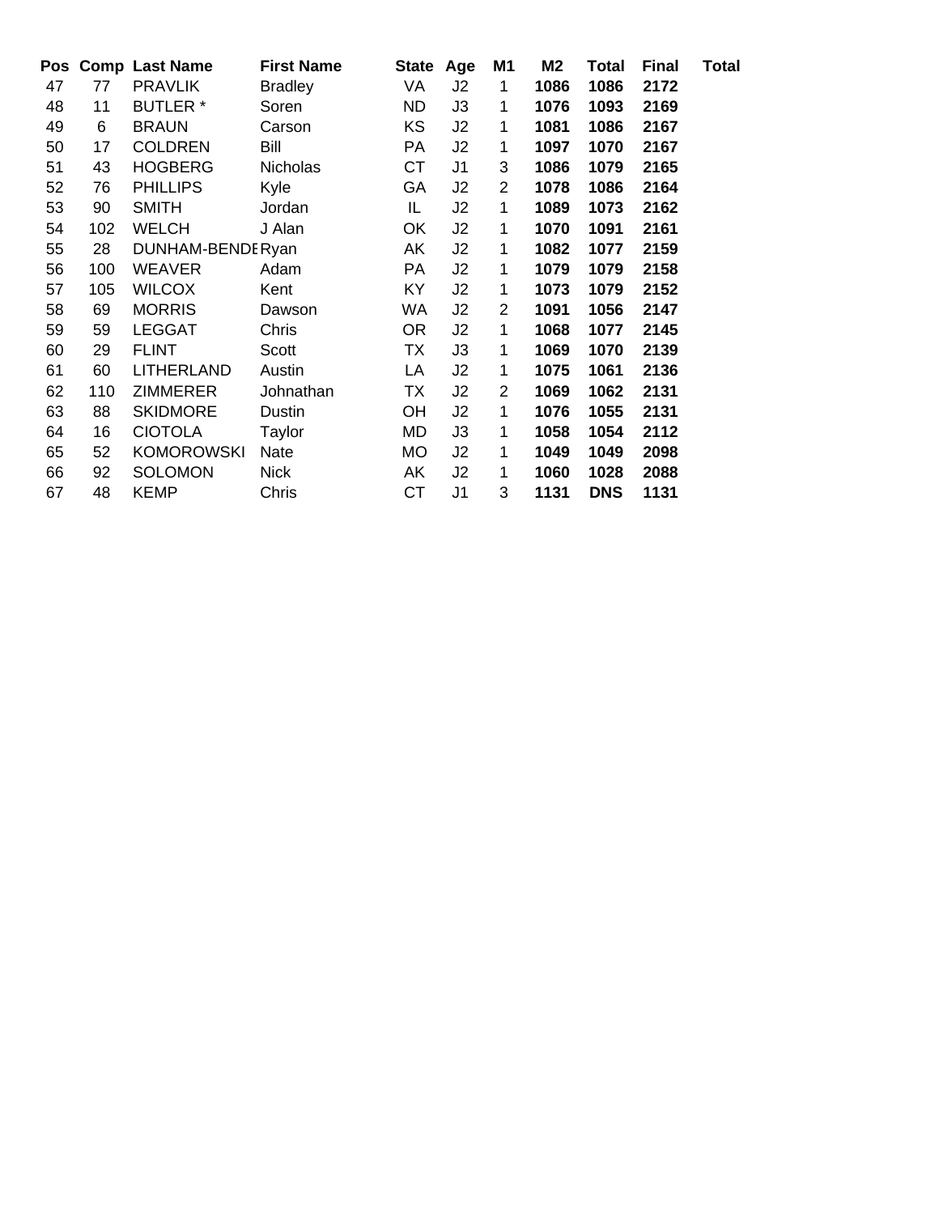| Pos | Comp | Last Name | First Name | State | Age | M1 | M2 | Total | Final | Total |
|---|---|---|---|---|---|---|---|---|---|---|
| 47 | 77 | PRAVLIK | Bradley | VA | J2 | 1 | **1086** | **1086** | **2172** | |
| 48 | 11 | BUTLER * | Soren | ND | J3 | 1 | **1076** | **1093** | **2169** | |
| 49 | 6 | BRAUN | Carson | KS | J2 | 1 | **1081** | **1086** | **2167** | |
| 50 | 17 | COLDREN | Bill | PA | J2 | 1 | **1097** | **1070** | **2167** | |
| 51 | 43 | HOGBERG | Nicholas | CT | J1 | 3 | **1086** | **1079** | **2165** | |
| 52 | 76 | PHILLIPS | Kyle | GA | J2 | 2 | **1078** | **1086** | **2164** | |
| 53 | 90 | SMITH | Jordan | IL | J2 | 1 | **1089** | **1073** | **2162** | |
| 54 | 102 | WELCH | J Alan | OK | J2 | 1 | **1070** | **1091** | **2161** | |
| 55 | 28 | DUNHAM-BENDE | Ryan | AK | J2 | 1 | **1082** | **1077** | **2159** | |
| 56 | 100 | WEAVER | Adam | PA | J2 | 1 | **1079** | **1079** | **2158** | |
| 57 | 105 | WILCOX | Kent | KY | J2 | 1 | **1073** | **1079** | **2152** | |
| 58 | 69 | MORRIS | Dawson | WA | J2 | 2 | **1091** | **1056** | **2147** | |
| 59 | 59 | LEGGAT | Chris | OR | J2 | 1 | **1068** | **1077** | **2145** | |
| 60 | 29 | FLINT | Scott | TX | J3 | 1 | **1069** | **1070** | **2139** | |
| 61 | 60 | LITHERLAND | Austin | LA | J2 | 1 | **1075** | **1061** | **2136** | |
| 62 | 110 | ZIMMERER | Johnathan | TX | J2 | 2 | **1069** | **1062** | **2131** | |
| 63 | 88 | SKIDMORE | Dustin | OH | J2 | 1 | **1076** | **1055** | **2131** | |
| 64 | 16 | CIOTOLA | Taylor | MD | J3 | 1 | **1058** | **1054** | **2112** | |
| 65 | 52 | KOMOROWSKI | Nate | MO | J2 | 1 | **1049** | **1049** | **2098** | |
| 66 | 92 | SOLOMON | Nick | AK | J2 | 1 | **1060** | **1028** | **2088** | |
| 67 | 48 | KEMP | Chris | CT | J1 | 3 | **1131** | **DNS** | **1131** | |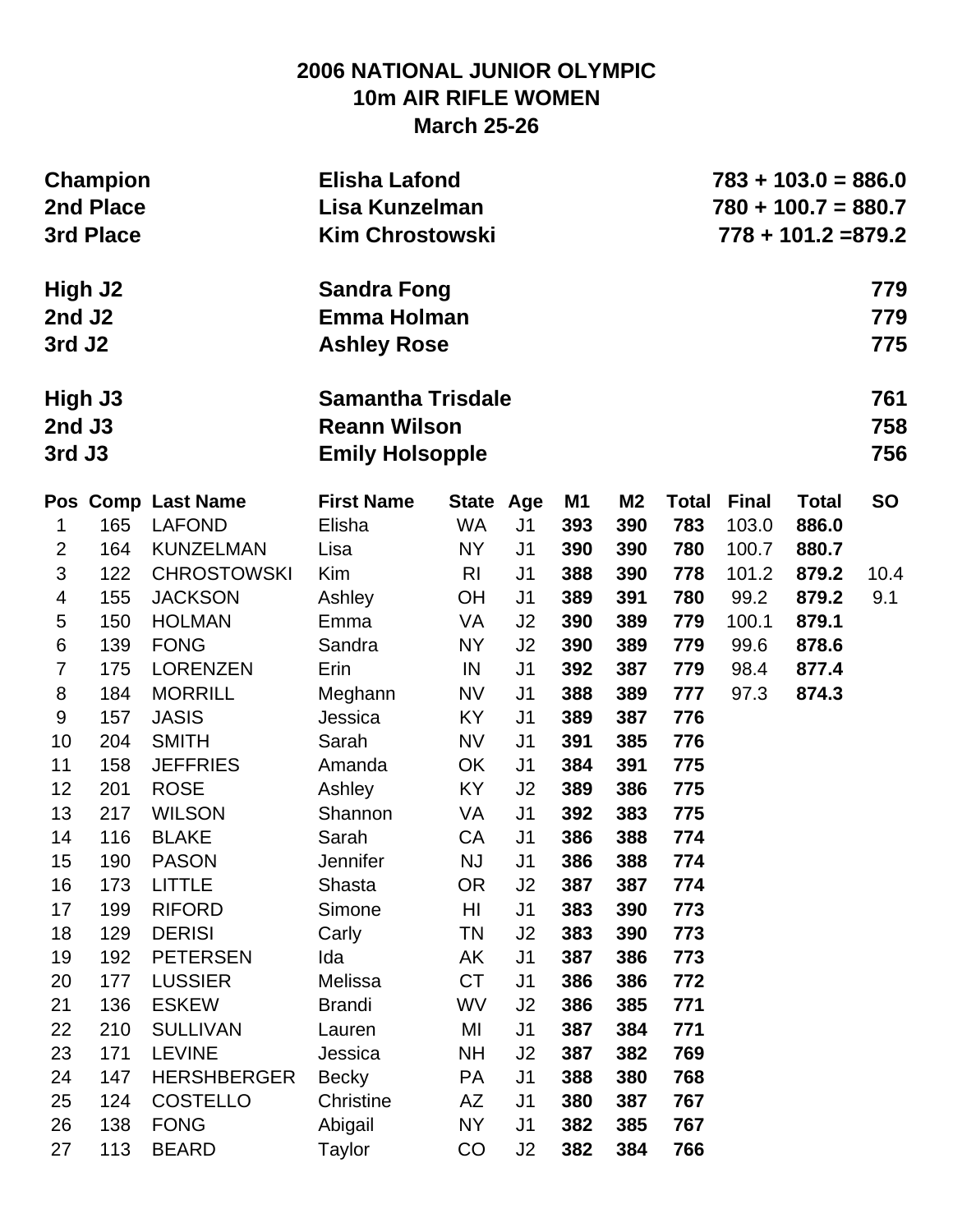# 2006 NATIONAL JUNIOR OLYMPIC
## 10m AIR RIFLE WOMEN
### March 25-26

| | | |
|---|---|---|
| **Champion** | **Elisha Lafond** | **783 + 103.0 = 886.0** |
| **2nd Place** | **Lisa Kunzelman** | **780 + 100.7 = 880.7** |
| **3rd Place** | **Kim Chrostowski** | **778 + 101.2 =879.2** |
| | | |
| **High J2** | **Sandra Fong** | **779** |
| **2nd J2** | **Emma Holman** | **779** |
| **3rd J2** | **Ashley Rose** | **775** |
| | | |
| **High J3** | **Samantha Trisdale** | **761** |
| **2nd J3** | **Reann Wilson** | **758** |
| **3rd J3** | **Emily Holsopple** | **756** |

| Pos | Comp | Last Name | First Name | State | Age | M1 | M2 | Total | Final | Total | SO |
|---|---|---|---|---|---|---|---|---|---|---|---|
| 1 | 165 | LAFOND | Elisha | WA | J1 | **393** | **390** | **783** | 103.0 | **886.0** | |
| 2 | 164 | KUNZELMAN | Lisa | NY | J1 | **390** | **390** | **780** | 100.7 | **880.7** | |
| 3 | 122 | CHROSTOWSKI | Kim | RI | J1 | **388** | **390** | **778** | 101.2 | **879.2** | 10.4 |
| 4 | 155 | JACKSON | Ashley | OH | J1 | **389** | **391** | **780** | 99.2 | **879.2** | 9.1 |
| 5 | 150 | HOLMAN | Emma | VA | J2 | **390** | **389** | **779** | 100.1 | **879.1** | |
| 6 | 139 | FONG | Sandra | NY | J2 | **390** | **389** | **779** | 99.6 | **878.6** | |
| 7 | 175 | LORENZEN | Erin | IN | J1 | **392** | **387** | **779** | 98.4 | **877.4** | |
| 8 | 184 | MORRILL | Meghann | NV | J1 | **388** | **389** | **777** | 97.3 | **874.3** | |
| 9 | 157 | JASIS | Jessica | KY | J1 | **389** | **387** | **776** | | | |
| 10 | 204 | SMITH | Sarah | NV | J1 | **391** | **385** | **776** | | | |
| 11 | 158 | JEFFRIES | Amanda | OK | J1 | **384** | **391** | **775** | | | |
| 12 | 201 | ROSE | Ashley | KY | J2 | **389** | **386** | **775** | | | |
| 13 | 217 | WILSON | Shannon | VA | J1 | **392** | **383** | **775** | | | |
| 14 | 116 | BLAKE | Sarah | CA | J1 | **386** | **388** | **774** | | | |
| 15 | 190 | PASON | Jennifer | NJ | J1 | **386** | **388** | **774** | | | |
| 16 | 173 | LITTLE | Shasta | OR | J2 | **387** | **387** | **774** | | | |
| 17 | 199 | RIFORD | Simone | HI | J1 | **383** | **390** | **773** | | | |
| 18 | 129 | DERISI | Carly | TN | J2 | **383** | **390** | **773** | | | |
| 19 | 192 | PETERSEN | Ida | AK | J1 | **387** | **386** | **773** | | | |
| 20 | 177 | LUSSIER | Melissa | CT | J1 | **386** | **386** | **772** | | | |
| 21 | 136 | ESKEW | Brandi | WV | J2 | **386** | **385** | **771** | | | |
| 22 | 210 | SULLIVAN | Lauren | MI | J1 | **387** | **384** | **771** | | | |
| 23 | 171 | LEVINE | Jessica | NH | J2 | **387** | **382** | **769** | | | |
| 24 | 147 | HERSHBERGER | Becky | PA | J1 | **388** | **380** | **768** | | | |
| 25 | 124 | COSTELLO | Christine | AZ | J1 | **380** | **387** | **767** | | | |
| 26 | 138 | FONG | Abigail | NY | J1 | **382** | **385** | **767** | | | |
| 27 | 113 | BEARD | Taylor | CO | J2 | **382** | **384** | **766** | | | |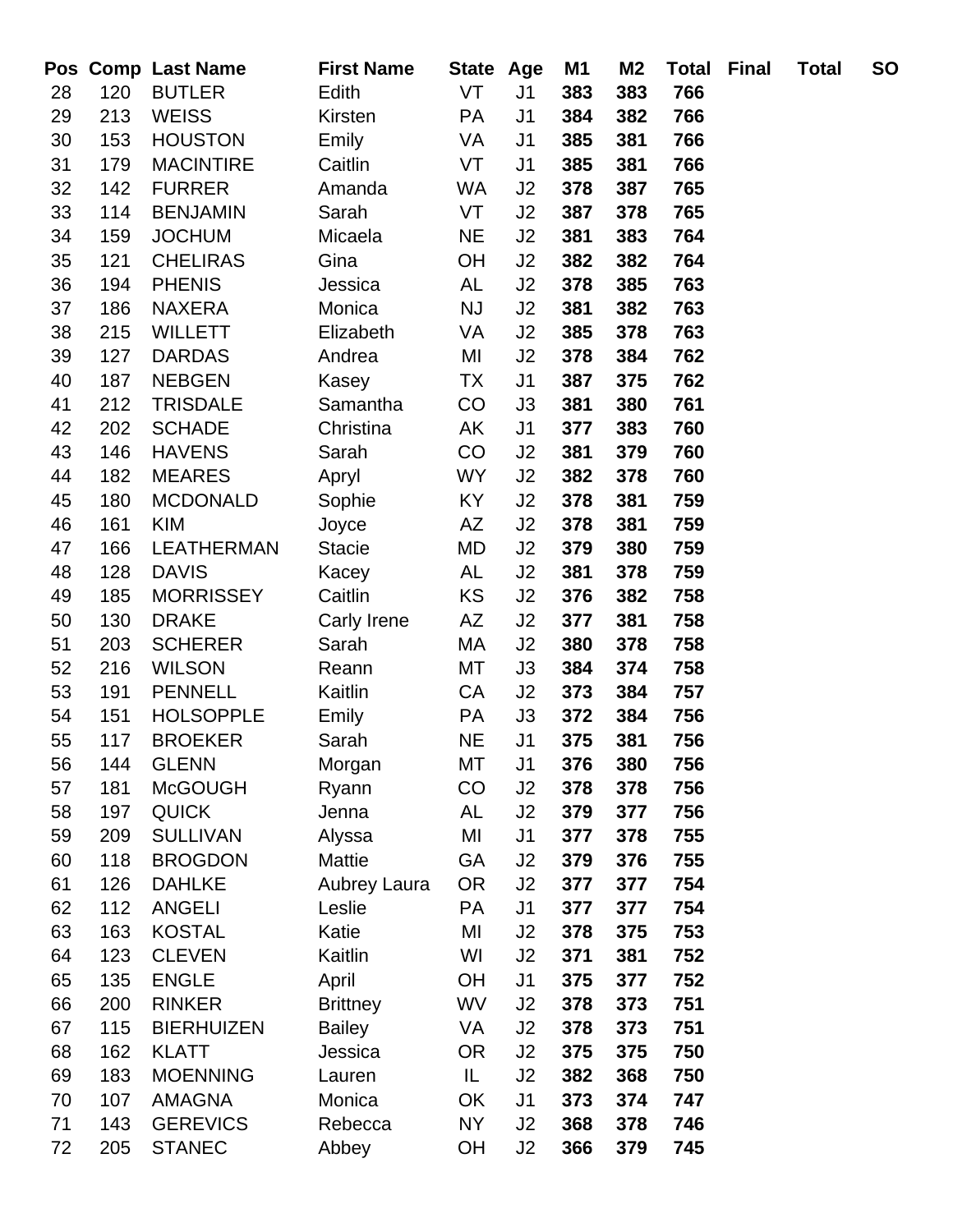| Pos | Comp | Last Name | First Name | State | Age | M1 | M2 | Total | Final | Total | SO |
|---|---|---|---|---|---|---|---|---|---|---|---|
| 28 | 120 | BUTLER | Edith | VT | J1 | **383** | **383** | **766** | | | |
| 29 | 213 | WEISS | Kirsten | PA | J1 | **384** | **382** | **766** | | | |
| 30 | 153 | HOUSTON | Emily | VA | J1 | **385** | **381** | **766** | | | |
| 31 | 179 | MACINTIRE | Caitlin | VT | J1 | **385** | **381** | **766** | | | |
| 32 | 142 | FURRER | Amanda | WA | J2 | **378** | **387** | **765** | | | |
| 33 | 114 | BENJAMIN | Sarah | VT | J2 | **387** | **378** | **765** | | | |
| 34 | 159 | JOCHUM | Micaela | NE | J2 | **381** | **383** | **764** | | | |
| 35 | 121 | CHELIRAS | Gina | OH | J2 | **382** | **382** | **764** | | | |
| 36 | 194 | PHENIS | Jessica | AL | J2 | **378** | **385** | **763** | | | |
| 37 | 186 | NAXERA | Monica | NJ | J2 | **381** | **382** | **763** | | | |
| 38 | 215 | WILLETT | Elizabeth | VA | J2 | **385** | **378** | **763** | | | |
| 39 | 127 | DARDAS | Andrea | MI | J2 | **378** | **384** | **762** | | | |
| 40 | 187 | NEBGEN | Kasey | TX | J1 | **387** | **375** | **762** | | | |
| 41 | 212 | TRISDALE | Samantha | CO | J3 | **381** | **380** | **761** | | | |
| 42 | 202 | SCHADE | Christina | AK | J1 | **377** | **383** | **760** | | | |
| 43 | 146 | HAVENS | Sarah | CO | J2 | **381** | **379** | **760** | | | |
| 44 | 182 | MEARES | Apryl | WY | J2 | **382** | **378** | **760** | | | |
| 45 | 180 | MCDONALD | Sophie | KY | J2 | **378** | **381** | **759** | | | |
| 46 | 161 | KIM | Joyce | AZ | J2 | **378** | **381** | **759** | | | |
| 47 | 166 | LEATHERMAN | Stacie | MD | J2 | **379** | **380** | **759** | | | |
| 48 | 128 | DAVIS | Kacey | AL | J2 | **381** | **378** | **759** | | | |
| 49 | 185 | MORRISSEY | Caitlin | KS | J2 | **376** | **382** | **758** | | | |
| 50 | 130 | DRAKE | Carly Irene | AZ | J2 | **377** | **381** | **758** | | | |
| 51 | 203 | SCHERER | Sarah | MA | J2 | **380** | **378** | **758** | | | |
| 52 | 216 | WILSON | Reann | MT | J3 | **384** | **374** | **758** | | | |
| 53 | 191 | PENNELL | Kaitlin | CA | J2 | **373** | **384** | **757** | | | |
| 54 | 151 | HOLSOPPLE | Emily | PA | J3 | **372** | **384** | **756** | | | |
| 55 | 117 | BROEKER | Sarah | NE | J1 | **375** | **381** | **756** | | | |
| 56 | 144 | GLENN | Morgan | MT | J1 | **376** | **380** | **756** | | | |
| 57 | 181 | McGOUGH | Ryann | CO | J2 | **378** | **378** | **756** | | | |
| 58 | 197 | QUICK | Jenna | AL | J2 | **379** | **377** | **756** | | | |
| 59 | 209 | SULLIVAN | Alyssa | MI | J1 | **377** | **378** | **755** | | | |
| 60 | 118 | BROGDON | Mattie | GA | J2 | **379** | **376** | **755** | | | |
| 61 | 126 | DAHLKE | Aubrey Laura | OR | J2 | **377** | **377** | **754** | | | |
| 62 | 112 | ANGELI | Leslie | PA | J1 | **377** | **377** | **754** | | | |
| 63 | 163 | KOSTAL | Katie | MI | J2 | **378** | **375** | **753** | | | |
| 64 | 123 | CLEVEN | Kaitlin | WI | J2 | **371** | **381** | **752** | | | |
| 65 | 135 | ENGLE | April | OH | J1 | **375** | **377** | **752** | | | |
| 66 | 200 | RINKER | Brittney | WV | J2 | **378** | **373** | **751** | | | |
| 67 | 115 | BIERHUIZEN | Bailey | VA | J2 | **378** | **373** | **751** | | | |
| 68 | 162 | KLATT | Jessica | OR | J2 | **375** | **375** | **750** | | | |
| 69 | 183 | MOENNING | Lauren | IL | J2 | **382** | **368** | **750** | | | |
| 70 | 107 | AMAGNA | Monica | OK | J1 | **373** | **374** | **747** | | | |
| 71 | 143 | GEREVICS | Rebecca | NY | J2 | **368** | **378** | **746** | | | |
| 72 | 205 | STANEC | Abbey | OH | J2 | **366** | **379** | **745** | | | |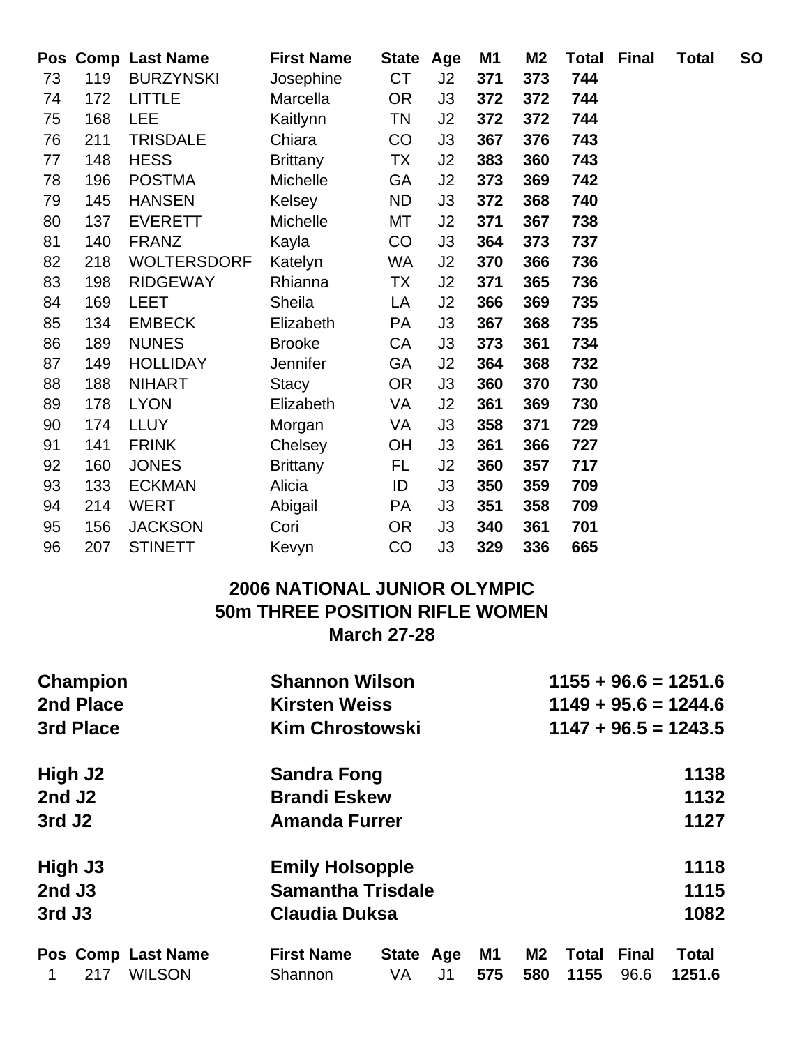| Pos | Comp | Last Name | First Name | State | Age | M1 | M2 | Total | Final | Total | SO |
|---|---|---|---|---|---|---|---|---|---|---|---|
| 73 | 119 | BURZYNSKI | Josephine | CT | J2 | **371** | **373** | **744** | | | |
| 74 | 172 | LITTLE | Marcella | OR | J3 | **372** | **372** | **744** | | | |
| 75 | 168 | LEE | Kaitlynn | TN | J2 | **372** | **372** | **744** | | | |
| 76 | 211 | TRISDALE | Chiara | CO | J3 | **367** | **376** | **743** | | | |
| 77 | 148 | HESS | Brittany | TX | J2 | **383** | **360** | **743** | | | |
| 78 | 196 | POSTMA | Michelle | GA | J2 | **373** | **369** | **742** | | | |
| 79 | 145 | HANSEN | Kelsey | ND | J3 | **372** | **368** | **740** | | | |
| 80 | 137 | EVERETT | Michelle | MT | J2 | **371** | **367** | **738** | | | |
| 81 | 140 | FRANZ | Kayla | CO | J3 | **364** | **373** | **737** | | | |
| 82 | 218 | WOLTERSDORF | Katelyn | WA | J2 | **370** | **366** | **736** | | | |
| 83 | 198 | RIDGEWAY | Rhianna | TX | J2 | **371** | **365** | **736** | | | |
| 84 | 169 | LEET | Sheila | LA | J2 | **366** | **369** | **735** | | | |
| 85 | 134 | EMBECK | Elizabeth | PA | J3 | **367** | **368** | **735** | | | |
| 86 | 189 | NUNES | Brooke | CA | J3 | **373** | **361** | **734** | | | |
| 87 | 149 | HOLLIDAY | Jennifer | GA | J2 | **364** | **368** | **732** | | | |
| 88 | 188 | NIHART | Stacy | OR | J3 | **360** | **370** | **730** | | | |
| 89 | 178 | LYON | Elizabeth | VA | J2 | **361** | **369** | **730** | | | |
| 90 | 174 | LLUY | Morgan | VA | J3 | **358** | **371** | **729** | | | |
| 91 | 141 | FRINK | Chelsey | OH | J3 | **361** | **366** | **727** | | | |
| 92 | 160 | JONES | Brittany | FL | J2 | **360** | **357** | **717** | | | |
| 93 | 133 | ECKMAN | Alicia | ID | J3 | **350** | **359** | **709** | | | |
| 94 | 214 | WERT | Abigail | PA | J3 | **351** | **358** | **709** | | | |
| 95 | 156 | JACKSON | Cori | OR | J3 | **340** | **361** | **701** | | | |
| 96 | 207 | STINETT | Kevyn | CO | J3 | **329** | **336** | **665** | | | |

## 2006 NATIONAL JUNIOR OLYMPIC
## 50m THREE POSITION RIFLE WOMEN
## March 27-28

| | | |
|---|---|---|
| **Champion** | **Shannon Wilson** | **1155 + 96.6 = 1251.6** |
| **2nd Place** | **Kirsten Weiss** | **1149 + 95.6 = 1244.6** |
| **3rd Place** | **Kim Chrostowski** | **1147 + 96.5 = 1243.5** |
| **High J2** | **Sandra Fong** | **1138** |
| **2nd J2** | **Brandi Eskew** | **1132** |
| **3rd J2** | **Amanda Furrer** | **1127** |
| **High J3** | **Emily Holsopple** | **1118** |
| **2nd J3** | **Samantha Trisdale** | **1115** |
| **3rd J3** | **Claudia Duksa** | **1082** |

| Pos | Comp | Last Name | First Name | State | Age | M1 | M2 | Total | Final | Total |
|---|---|---|---|---|---|---|---|---|---|---|
| 1 | 217 | WILSON | Shannon | VA | J1 | **575** | **580** | **1155** | 96.6 | **1251.6** |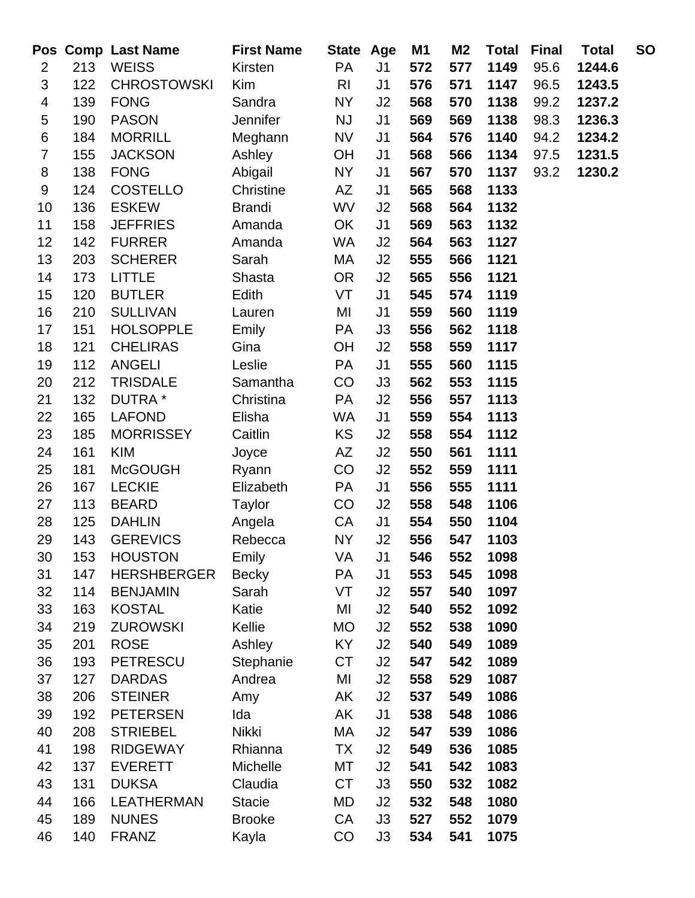| Pos | Comp | Last Name | First Name | State | Age | M1 | M2 | Total | Final | Total | SO |
|---|---|---|---|---|---|---|---|---|---|---|---|
| 2 | 213 | WEISS | Kirsten | PA | J1 | **572** | **577** | **1149** | 95.6 | **1244.6** | |
| 3 | 122 | CHROSTOWSKI | Kim | RI | J1 | **576** | **571** | **1147** | 96.5 | **1243.5** | |
| 4 | 139 | FONG | Sandra | NY | J2 | **568** | **570** | **1138** | 99.2 | **1237.2** | |
| 5 | 190 | PASON | Jennifer | NJ | J1 | **569** | **569** | **1138** | 98.3 | **1236.3** | |
| 6 | 184 | MORRILL | Meghann | NV | J1 | **564** | **576** | **1140** | 94.2 | **1234.2** | |
| 7 | 155 | JACKSON | Ashley | OH | J1 | **568** | **566** | **1134** | 97.5 | **1231.5** | |
| 8 | 138 | FONG | Abigail | NY | J1 | **567** | **570** | **1137** | 93.2 | **1230.2** | |
| 9 | 124 | COSTELLO | Christine | AZ | J1 | **565** | **568** | **1133** | | | |
| 10 | 136 | ESKEW | Brandi | WV | J2 | **568** | **564** | **1132** | | | |
| 11 | 158 | JEFFRIES | Amanda | OK | J1 | **569** | **563** | **1132** | | | |
| 12 | 142 | FURRER | Amanda | WA | J2 | **564** | **563** | **1127** | | | |
| 13 | 203 | SCHERER | Sarah | MA | J2 | **555** | **566** | **1121** | | | |
| 14 | 173 | LITTLE | Shasta | OR | J2 | **565** | **556** | **1121** | | | |
| 15 | 120 | BUTLER | Edith | VT | J1 | **545** | **574** | **1119** | | | |
| 16 | 210 | SULLIVAN | Lauren | MI | J1 | **559** | **560** | **1119** | | | |
| 17 | 151 | HOLSOPPLE | Emily | PA | J3 | **556** | **562** | **1118** | | | |
| 18 | 121 | CHELIRAS | Gina | OH | J2 | **558** | **559** | **1117** | | | |
| 19 | 112 | ANGELI | Leslie | PA | J1 | **555** | **560** | **1115** | | | |
| 20 | 212 | TRISDALE | Samantha | CO | J3 | **562** | **553** | **1115** | | | |
| 21 | 132 | DUTRA * | Christina | PA | J2 | **556** | **557** | **1113** | | | |
| 22 | 165 | LAFOND | Elisha | WA | J1 | **559** | **554** | **1113** | | | |
| 23 | 185 | MORRISSEY | Caitlin | KS | J2 | **558** | **554** | **1112** | | | |
| 24 | 161 | KIM | Joyce | AZ | J2 | **550** | **561** | **1111** | | | |
| 25 | 181 | McGOUGH | Ryann | CO | J2 | **552** | **559** | **1111** | | | |
| 26 | 167 | LECKIE | Elizabeth | PA | J1 | **556** | **555** | **1111** | | | |
| 27 | 113 | BEARD | Taylor | CO | J2 | **558** | **548** | **1106** | | | |
| 28 | 125 | DAHLIN | Angela | CA | J1 | **554** | **550** | **1104** | | | |
| 29 | 143 | GEREVICS | Rebecca | NY | J2 | **556** | **547** | **1103** | | | |
| 30 | 153 | HOUSTON | Emily | VA | J1 | **546** | **552** | **1098** | | | |
| 31 | 147 | HERSHBERGER | Becky | PA | J1 | **553** | **545** | **1098** | | | |
| 32 | 114 | BENJAMIN | Sarah | VT | J2 | **557** | **540** | **1097** | | | |
| 33 | 163 | KOSTAL | Katie | MI | J2 | **540** | **552** | **1092** | | | |
| 34 | 219 | ZUROWSKI | Kellie | MO | J2 | **552** | **538** | **1090** | | | |
| 35 | 201 | ROSE | Ashley | KY | J2 | **540** | **549** | **1089** | | | |
| 36 | 193 | PETRESCU | Stephanie | CT | J2 | **547** | **542** | **1089** | | | |
| 37 | 127 | DARDAS | Andrea | MI | J2 | **558** | **529** | **1087** | | | |
| 38 | 206 | STEINER | Amy | AK | J2 | **537** | **549** | **1086** | | | |
| 39 | 192 | PETERSEN | Ida | AK | J1 | **538** | **548** | **1086** | | | |
| 40 | 208 | STRIEBEL | Nikki | MA | J2 | **547** | **539** | **1086** | | | |
| 41 | 198 | RIDGEWAY | Rhianna | TX | J2 | **549** | **536** | **1085** | | | |
| 42 | 137 | EVERETT | Michelle | MT | J2 | **541** | **542** | **1083** | | | |
| 43 | 131 | DUKSA | Claudia | CT | J3 | **550** | **532** | **1082** | | | |
| 44 | 166 | LEATHERMAN | Stacie | MD | J2 | **532** | **548** | **1080** | | | |
| 45 | 189 | NUNES | Brooke | CA | J3 | **527** | **552** | **1079** | | | |
| 46 | 140 | FRANZ | Kayla | CO | J3 | **534** | **541** | **1075** | | | |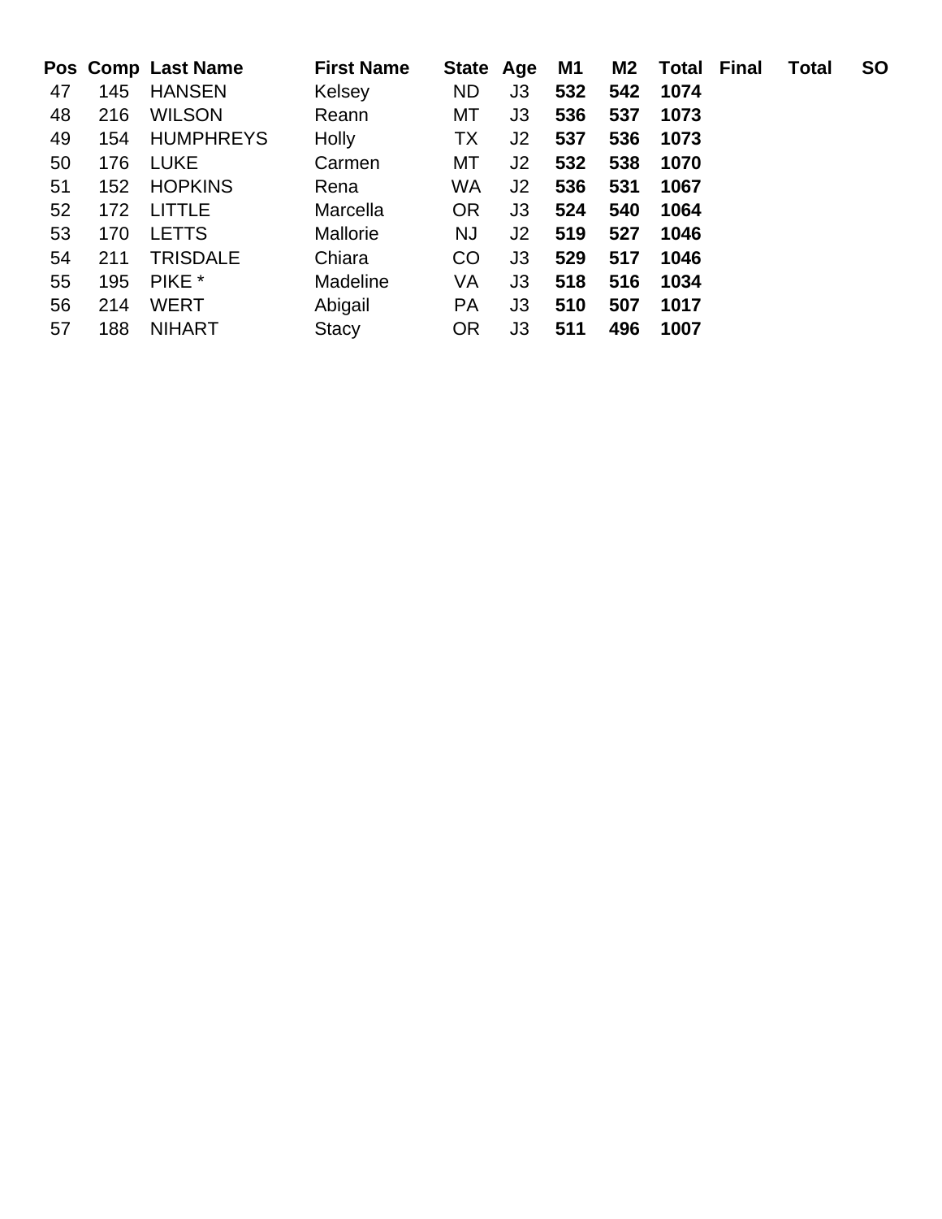| Pos | Comp | Last Name | First Name | State | Age | M1 | M2 | Total | Final | Total | SO |
|---|---|---|---|---|---|---|---|---|---|---|---|
| 47 | 145 | HANSEN | Kelsey | ND | J3 | **532** | **542** | **1074** | | | |
| 48 | 216 | WILSON | Reann | MT | J3 | **536** | **537** | **1073** | | | |
| 49 | 154 | HUMPHREYS | Holly | TX | J2 | **537** | **536** | **1073** | | | |
| 50 | 176 | LUKE | Carmen | MT | J2 | **532** | **538** | **1070** | | | |
| 51 | 152 | HOPKINS | Rena | WA | J2 | **536** | **531** | **1067** | | | |
| 52 | 172 | LITTLE | Marcella | OR | J3 | **524** | **540** | **1064** | | | |
| 53 | 170 | LETTS | Mallorie | NJ | J2 | **519** | **527** | **1046** | | | |
| 54 | 211 | TRISDALE | Chiara | CO | J3 | **529** | **517** | **1046** | | | |
| 55 | 195 | PIKE * | Madeline | VA | J3 | **518** | **516** | **1034** | | | |
| 56 | 214 | WERT | Abigail | PA | J3 | **510** | **507** | **1017** | | | |
| 57 | 188 | NIHART | Stacy | OR | J3 | **511** | **496** | **1007** | | | |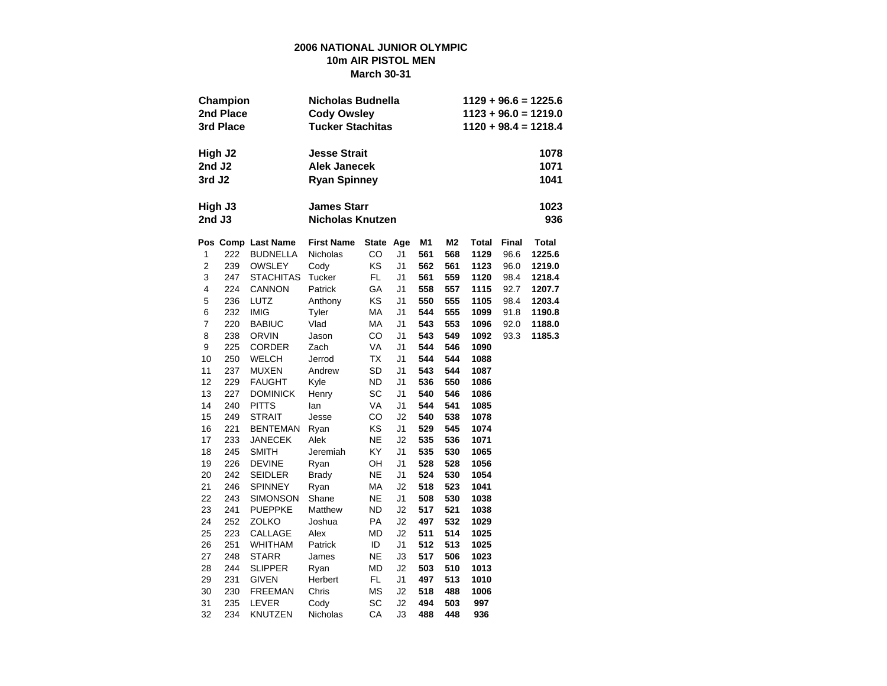# 2006 NATIONAL JUNIOR OLYMPIC
## 10m AIR PISTOL MEN
### March 30-31

| | | |
|---|---|---|
| **Champion** | **Nicholas Budnella** | **1129 + 96.6 = 1225.6** |
| **2nd Place** | **Cody Owsley** | **1123 + 96.0 = 1219.0** |
| **3rd Place** | **Tucker Stachitas** | **1120 + 98.4 = 1218.4** |
| | | |
| **High J2** | **Jesse Strait** | **1078** |
| **2nd J2** | **Alek Janecek** | **1071** |
| **3rd J2** | **Ryan Spinney** | **1041** |
| | | |
| **High J3** | **James Starr** | **1023** |
| **2nd J3** | **Nicholas Knutzen** | **936** |

| Pos | Comp | Last Name | First Name | State | Age | M1 | M2 | Total | Final | Total |
|---|---|---|---|---|---|---|---|---|---|---|
| 1 | 222 | BUDNELLA | Nicholas | CO | J1 | **561** | **568** | **1129** | 96.6 | **1225.6** |
| 2 | 239 | OWSLEY | Cody | KS | J1 | **562** | **561** | **1123** | 96.0 | **1219.0** |
| 3 | 247 | STACHITAS | Tucker | FL | J1 | **561** | **559** | **1120** | 98.4 | **1218.4** |
| 4 | 224 | CANNON | Patrick | GA | J1 | **558** | **557** | **1115** | 92.7 | **1207.7** |
| 5 | 236 | LUTZ | Anthony | KS | J1 | **550** | **555** | **1105** | 98.4 | **1203.4** |
| 6 | 232 | IMIG | Tyler | MA | J1 | **544** | **555** | **1099** | 91.8 | **1190.8** |
| 7 | 220 | BABIUC | Vlad | MA | J1 | **543** | **553** | **1096** | 92.0 | **1188.0** |
| 8 | 238 | ORVIN | Jason | CO | J1 | **543** | **549** | **1092** | 93.3 | **1185.3** |
| 9 | 225 | CORDER | Zach | VA | J1 | **544** | **546** | **1090** | | |
| 10 | 250 | WELCH | Jerrod | TX | J1 | **544** | **544** | **1088** | | |
| 11 | 237 | MUXEN | Andrew | SD | J1 | **543** | **544** | **1087** | | |
| 12 | 229 | FAUGHT | Kyle | ND | J1 | **536** | **550** | **1086** | | |
| 13 | 227 | DOMINICK | Henry | SC | J1 | **540** | **546** | **1086** | | |
| 14 | 240 | PITTS | Ian | VA | J1 | **544** | **541** | **1085** | | |
| 15 | 249 | STRAIT | Jesse | CO | J2 | **540** | **538** | **1078** | | |
| 16 | 221 | BENTEMAN | Ryan | KS | J1 | **529** | **545** | **1074** | | |
| 17 | 233 | JANECEK | Alek | NE | J2 | **535** | **536** | **1071** | | |
| 18 | 245 | SMITH | Jeremiah | KY | J1 | **535** | **530** | **1065** | | |
| 19 | 226 | DEVINE | Ryan | OH | J1 | **528** | **528** | **1056** | | |
| 20 | 242 | SEIDLER | Brady | NE | J1 | **524** | **530** | **1054** | | |
| 21 | 246 | SPINNEY | Ryan | MA | J2 | **518** | **523** | **1041** | | |
| 22 | 243 | SIMONSON | Shane | NE | J1 | **508** | **530** | **1038** | | |
| 23 | 241 | PUEPPKE | Matthew | ND | J2 | **517** | **521** | **1038** | | |
| 24 | 252 | ZOLKO | Joshua | PA | J2 | **497** | **532** | **1029** | | |
| 25 | 223 | CALLAGE | Alex | MD | J2 | **511** | **514** | **1025** | | |
| 26 | 251 | WHITHAM | Patrick | ID | J1 | **512** | **513** | **1025** | | |
| 27 | 248 | STARR | James | NE | J3 | **517** | **506** | **1023** | | |
| 28 | 244 | SLIPPER | Ryan | MD | J2 | **503** | **510** | **1013** | | |
| 29 | 231 | GIVEN | Herbert | FL | J1 | **497** | **513** | **1010** | | |
| 30 | 230 | FREEMAN | Chris | MS | J2 | **518** | **488** | **1006** | | |
| 31 | 235 | LEVER | Cody | SC | J2 | **494** | **503** | **997** | | |
| 32 | 234 | KNUTZEN | Nicholas | CA | J3 | **488** | **448** | **936** | | |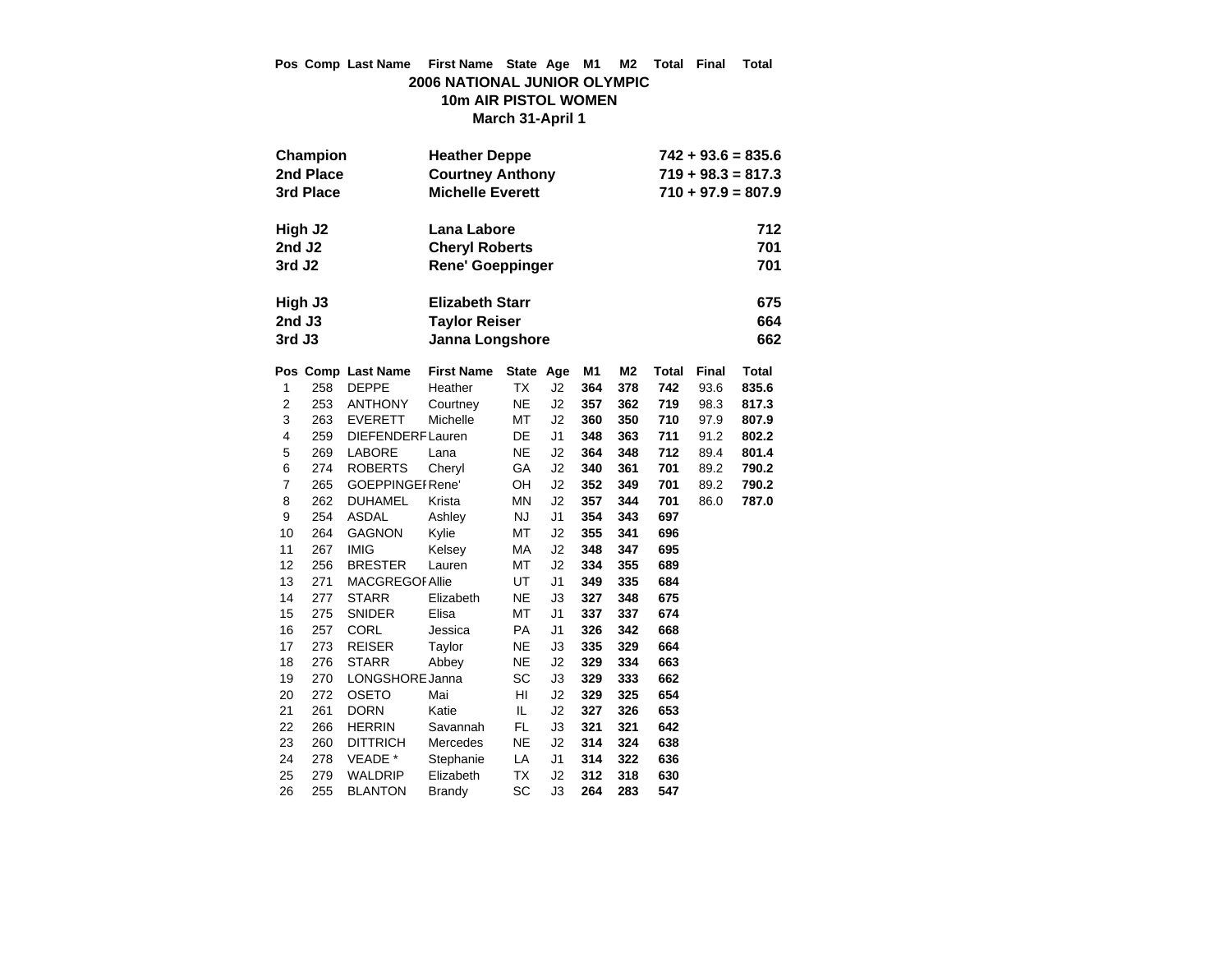Pos Comp Last Name First Name State Age M1 M2 Total Final Total

## 2006 NATIONAL JUNIOR OLYMPIC
## 10m AIR PISTOL WOMEN
### March 31-April 1

| | | |
|---|---|---|
| **Champion** | **Heather Deppe** | **742 + 93.6 = 835.6** |
| **2nd Place** | **Courtney Anthony** | **719 + 98.3 = 817.3** |
| **3rd Place** | **Michelle Everett** | **710 + 97.9 = 807.9** |
| | | |
| **High J2** | **Lana Labore** | **712** |
| **2nd J2** | **Cheryl Roberts** | **701** |
| **3rd J2** | **Rene' Goeppinger** | **701** |
| | | |
| **High J3** | **Elizabeth Starr** | **675** |
| **2nd J3** | **Taylor Reiser** | **664** |
| **3rd J3** | **Janna Longshore** | **662** |

| Pos | Comp | Last Name | First Name | State | Age | M1 | M2 | Total | Final | Total |
|---|---|---|---|---|---|---|---|---|---|---|
| 1 | 258 | DEPPE | Heather | TX | J2 | **364** | **378** | **742** | 93.6 | **835.6** |
| 2 | 253 | ANTHONY | Courtney | NE | J2 | **357** | **362** | **719** | 98.3 | **817.3** |
| 3 | 263 | EVERETT | Michelle | MT | J2 | **360** | **350** | **710** | 97.9 | **807.9** |
| 4 | 259 | DIEFENDERF | Lauren | DE | J1 | **348** | **363** | **711** | 91.2 | **802.2** |
| 5 | 269 | LABORE | Lana | NE | J2 | **364** | **348** | **712** | 89.4 | **801.4** |
| 6 | 274 | ROBERTS | Cheryl | GA | J2 | **340** | **361** | **701** | 89.2 | **790.2** |
| 7 | 265 | GOEPPINGEI | Rene' | OH | J2 | **352** | **349** | **701** | 89.2 | **790.2** |
| 8 | 262 | DUHAMEL | Krista | MN | J2 | **357** | **344** | **701** | 86.0 | **787.0** |
| 9 | 254 | ASDAL | Ashley | NJ | J1 | **354** | **343** | **697** | | |
| 10 | 264 | GAGNON | Kylie | MT | J2 | **355** | **341** | **696** | | |
| 11 | 267 | IMIG | Kelsey | MA | J2 | **348** | **347** | **695** | | |
| 12 | 256 | BRESTER | Lauren | MT | J2 | **334** | **355** | **689** | | |
| 13 | 271 | MACGREGOI | Allie | UT | J1 | **349** | **335** | **684** | | |
| 14 | 277 | STARR | Elizabeth | NE | J3 | **327** | **348** | **675** | | |
| 15 | 275 | SNIDER | Elisa | MT | J1 | **337** | **337** | **674** | | |
| 16 | 257 | CORL | Jessica | PA | J1 | **326** | **342** | **668** | | |
| 17 | 273 | REISER | Taylor | NE | J3 | **335** | **329** | **664** | | |
| 18 | 276 | STARR | Abbey | NE | J2 | **329** | **334** | **663** | | |
| 19 | 270 | LONGSHORE | Janna | SC | J3 | **329** | **333** | **662** | | |
| 20 | 272 | OSETO | Mai | HI | J2 | **329** | **325** | **654** | | |
| 21 | 261 | DORN | Katie | IL | J2 | **327** | **326** | **653** | | |
| 22 | 266 | HERRIN | Savannah | FL | J3 | **321** | **321** | **642** | | |
| 23 | 260 | DITTRICH | Mercedes | NE | J2 | **314** | **324** | **638** | | |
| 24 | 278 | VEADE * | Stephanie | LA | J1 | **314** | **322** | **636** | | |
| 25 | 279 | WALDRIP | Elizabeth | TX | J2 | **312** | **318** | **630** | | |
| 26 | 255 | BLANTON | Brandy | SC | J3 | **264** | **283** | **547** | | |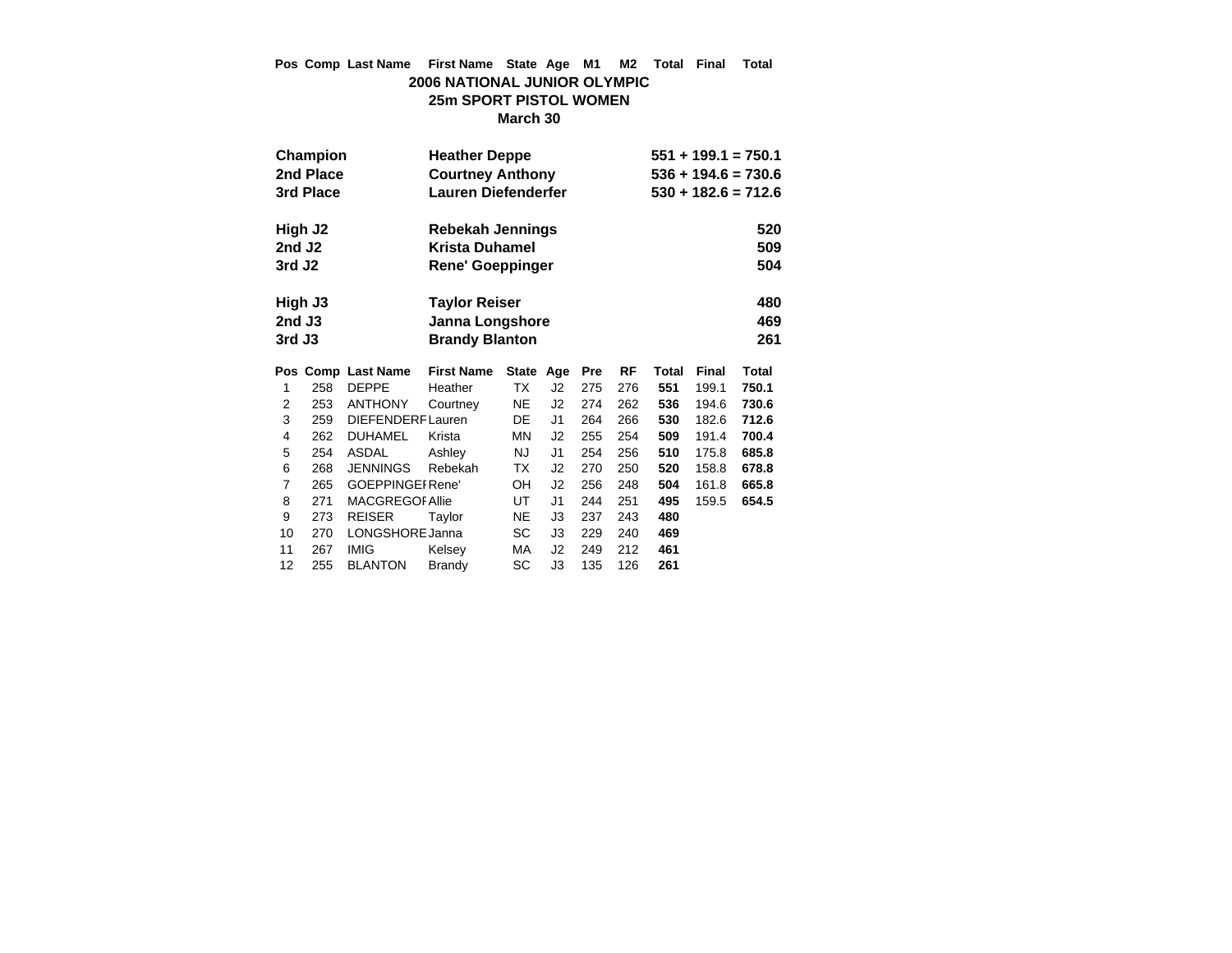Pos Comp Last Name First Name State Age M1 M2 Total Final Total

## 2006 NATIONAL JUNIOR OLYMPIC
## 25m SPORT PISTOL WOMEN
### March 30

| | | |
|---|---|---|
| **Champion** | **Heather Deppe** | **551 + 199.1 = 750.1** |
| **2nd Place** | **Courtney Anthony** | **536 + 194.6 = 730.6** |
| **3rd Place** | **Lauren Diefenderfer** | **530 + 182.6 = 712.6** |

| | | |
|---|---|---|
| **High J2** | **Rebekah Jennings** | **520** |
| **2nd J2** | **Krista Duhamel** | **509** |
| **3rd J2** | **Rene' Goeppinger** | **504** |

| | | |
|---|---|---|
| **High J3** | **Taylor Reiser** | **480** |
| **2nd J3** | **Janna Longshore** | **469** |
| **3rd J3** | **Brandy Blanton** | **261** |

| Pos | Comp | Last Name | First Name | State | Age | Pre | RF | Total | Final | Total |
|---|---|---|---|---|---|---|---|---|---|---|
| 1 | 258 | DEPPE | Heather | TX | J2 | 275 | 276 | **551** | 199.1 | **750.1** |
| 2 | 253 | ANTHONY | Courtney | NE | J2 | 274 | 262 | **536** | 194.6 | **730.6** |
| 3 | 259 | DIEFENDERF | Lauren | DE | J1 | 264 | 266 | **530** | 182.6 | **712.6** |
| 4 | 262 | DUHAMEL | Krista | MN | J2 | 255 | 254 | **509** | 191.4 | **700.4** |
| 5 | 254 | ASDAL | Ashley | NJ | J1 | 254 | 256 | **510** | 175.8 | **685.8** |
| 6 | 268 | JENNINGS | Rebekah | TX | J2 | 270 | 250 | **520** | 158.8 | **678.8** |
| 7 | 265 | GOEPPINGEI | Rene' | OH | J2 | 256 | 248 | **504** | 161.8 | **665.8** |
| 8 | 271 | MACGREGOI | Allie | UT | J1 | 244 | 251 | **495** | 159.5 | **654.5** |
| 9 | 273 | REISER | Taylor | NE | J3 | 237 | 243 | **480** | | |
| 10 | 270 | LONGSHORE | Janna | SC | J3 | 229 | 240 | **469** | | |
| 11 | 267 | IMIG | Kelsey | MA | J2 | 249 | 212 | **461** | | |
| 12 | 255 | BLANTON | Brandy | SC | J3 | 135 | 126 | **261** | | |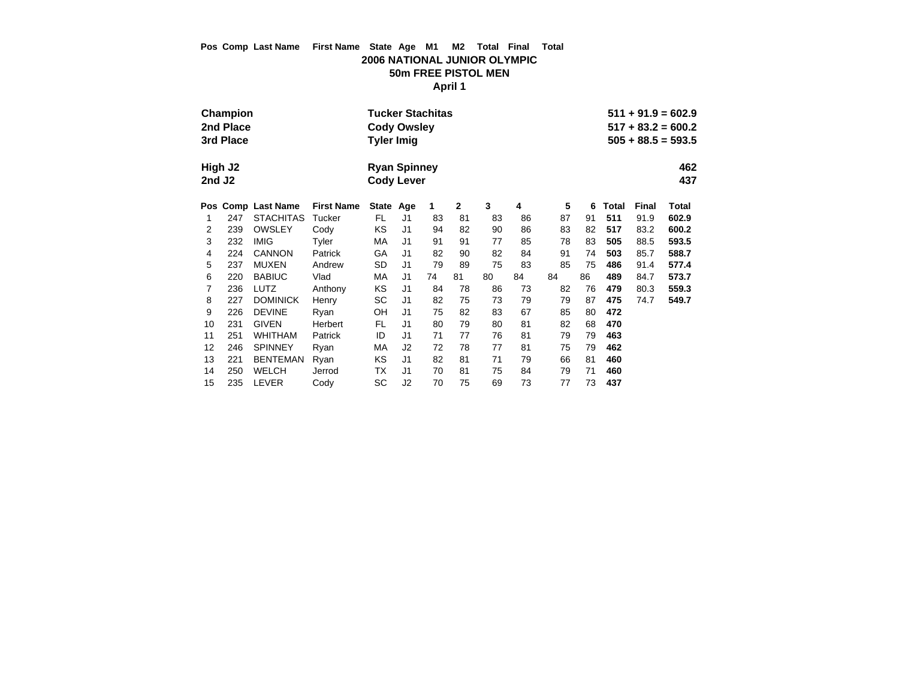## 2006 NATIONAL JUNIOR OLYMPIC

## 50m FREE PISTOL MEN

**April 1**

| | | |
|---|---|---|
| **Champion** | **Tucker Stachitas** | **511 + 91.9 = 602.9** |
| **2nd Place** | **Cody Owsley** | **517 + 83.2 = 600.2** |
| **3rd Place** | **Tyler Imig** | **505 + 88.5 = 593.5** |
| **High J2** | **Ryan Spinney** | **462** |
| **2nd J2** | **Cody Lever** | **437** |

| Pos | Comp | Last Name | First Name | State | Age | 1 | 2 | 3 | 4 | 5 | 6 | Total | Final | Total |
|---|---|---|---|---|---|---|---|---|---|---|---|---|---|---|
| 1 | 247 | STACHITAS | Tucker | FL | J1 | 83 | 81 | 83 | 86 | 87 | 91 | **511** | 91.9 | **602.9** |
| 2 | 239 | OWSLEY | Cody | KS | J1 | 94 | 82 | 90 | 86 | 83 | 82 | **517** | 83.2 | **600.2** |
| 3 | 232 | IMIG | Tyler | MA | J1 | 91 | 91 | 77 | 85 | 78 | 83 | **505** | 88.5 | **593.5** |
| 4 | 224 | CANNON | Patrick | GA | J1 | 82 | 90 | 82 | 84 | 91 | 74 | **503** | 85.7 | **588.7** |
| 5 | 237 | MUXEN | Andrew | SD | J1 | 79 | 89 | 75 | 83 | 85 | 75 | **486** | 91.4 | **577.4** |
| 6 | 220 | BABIUC | Vlad | MA | J1 | 74 | 81 | 80 | 84 | 84 | 86 | **489** | 84.7 | **573.7** |
| 7 | 236 | LUTZ | Anthony | KS | J1 | 84 | 78 | 86 | 73 | 82 | 76 | **479** | 80.3 | **559.3** |
| 8 | 227 | DOMINICK | Henry | SC | J1 | 82 | 75 | 73 | 79 | 79 | 87 | **475** | 74.7 | **549.7** |
| 9 | 226 | DEVINE | Ryan | OH | J1 | 75 | 82 | 83 | 67 | 85 | 80 | **472** | | |
| 10 | 231 | GIVEN | Herbert | FL | J1 | 80 | 79 | 80 | 81 | 82 | 68 | **470** | | |
| 11 | 251 | WHITHAM | Patrick | ID | J1 | 71 | 77 | 76 | 81 | 79 | 79 | **463** | | |
| 12 | 246 | SPINNEY | Ryan | MA | J2 | 72 | 78 | 77 | 81 | 75 | 79 | **462** | | |
| 13 | 221 | BENTEMAN | Ryan | KS | J1 | 82 | 81 | 71 | 79 | 66 | 81 | **460** | | |
| 14 | 250 | WELCH | Jerrod | TX | J1 | 70 | 81 | 75 | 84 | 79 | 71 | **460** | | |
| 15 | 235 | LEVER | Cody | SC | J2 | 70 | 75 | 69 | 73 | 77 | 73 | **437** | | |